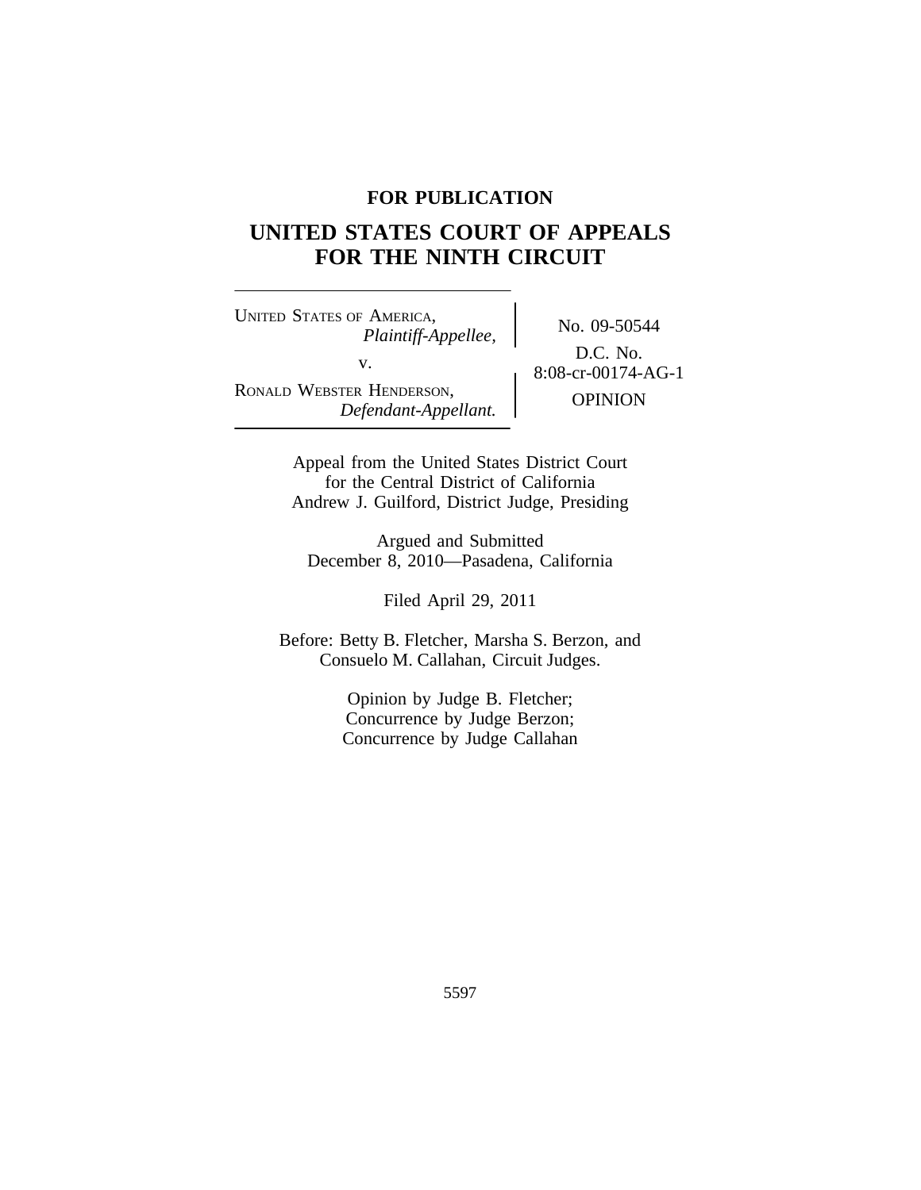**FOR PUBLICATION**

# UNITED STATES COURT OF APPEALS FOR THE NINTH CIRCUIT

UNITED STATES OF AMERICA,
*Plaintiff-Appellee,*

v.

RONALD WEBSTER HENDERSON,
*Defendant-Appellant.*

No. 09-50544

D.C. No.
8:08-cr-00174-AG-1

OPINION

Appeal from the United States District Court
for the Central District of California
Andrew J. Guilford, District Judge, Presiding

Argued and Submitted
December 8, 2010—Pasadena, California

Filed April 29, 2011

Before: Betty B. Fletcher, Marsha S. Berzon, and
Consuelo M. Callahan, Circuit Judges.

Opinion by Judge B. Fletcher;
Concurrence by Judge Berzon;
Concurrence by Judge Callahan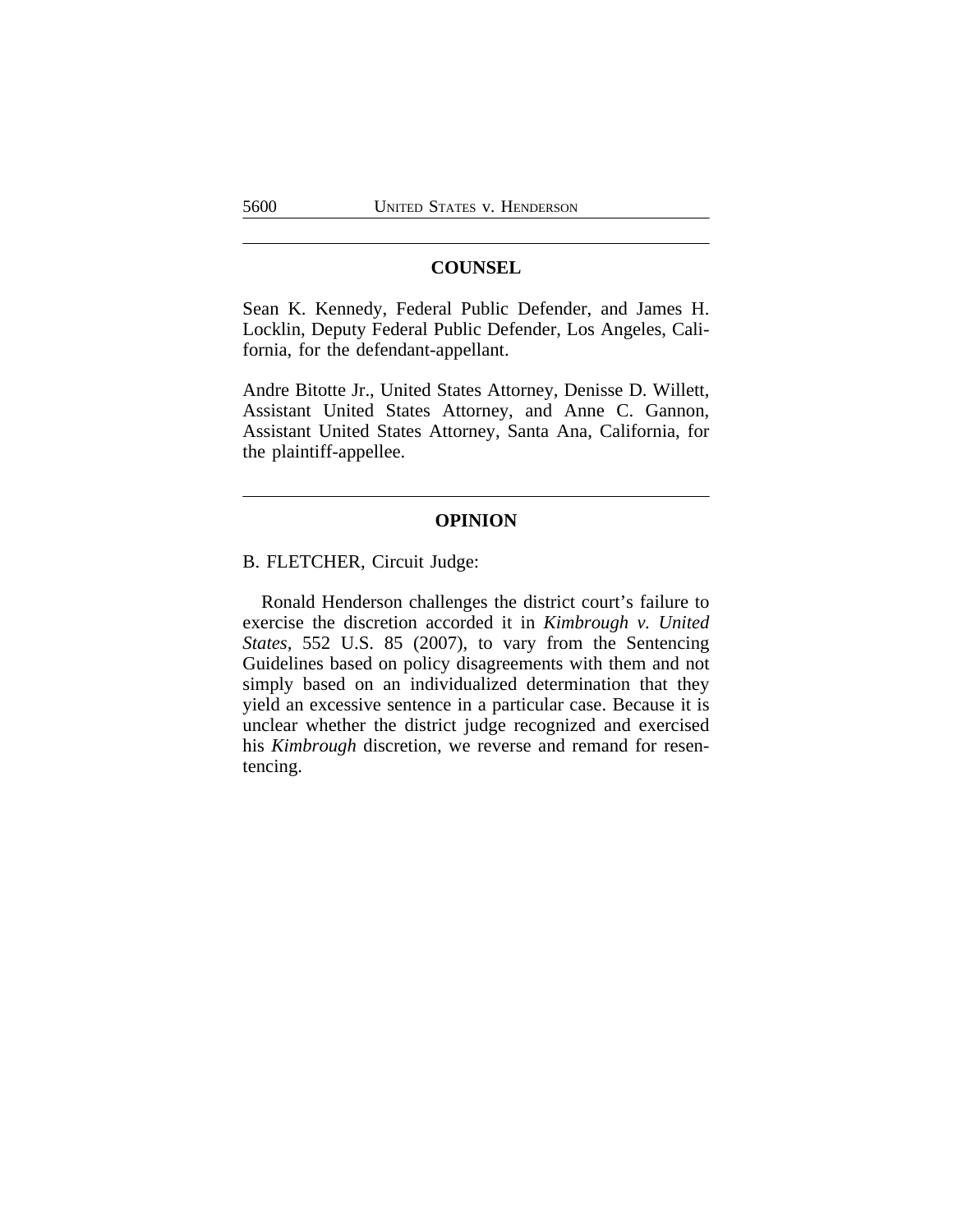## COUNSEL

Sean K. Kennedy, Federal Public Defender, and James H. Locklin, Deputy Federal Public Defender, Los Angeles, California, for the defendant-appellant.

Andre Bitotte Jr., United States Attorney, Denisse D. Willett, Assistant United States Attorney, and Anne C. Gannon, Assistant United States Attorney, Santa Ana, California, for the plaintiff-appellee.

## OPINION

B. FLETCHER, Circuit Judge:

Ronald Henderson challenges the district court's failure to exercise the discretion accorded it in *Kimbrough v. United States*, 552 U.S. 85 (2007), to vary from the Sentencing Guidelines based on policy disagreements with them and not simply based on an individualized determination that they yield an excessive sentence in a particular case. Because it is unclear whether the district judge recognized and exercised his *Kimbrough* discretion, we reverse and remand for resentencing.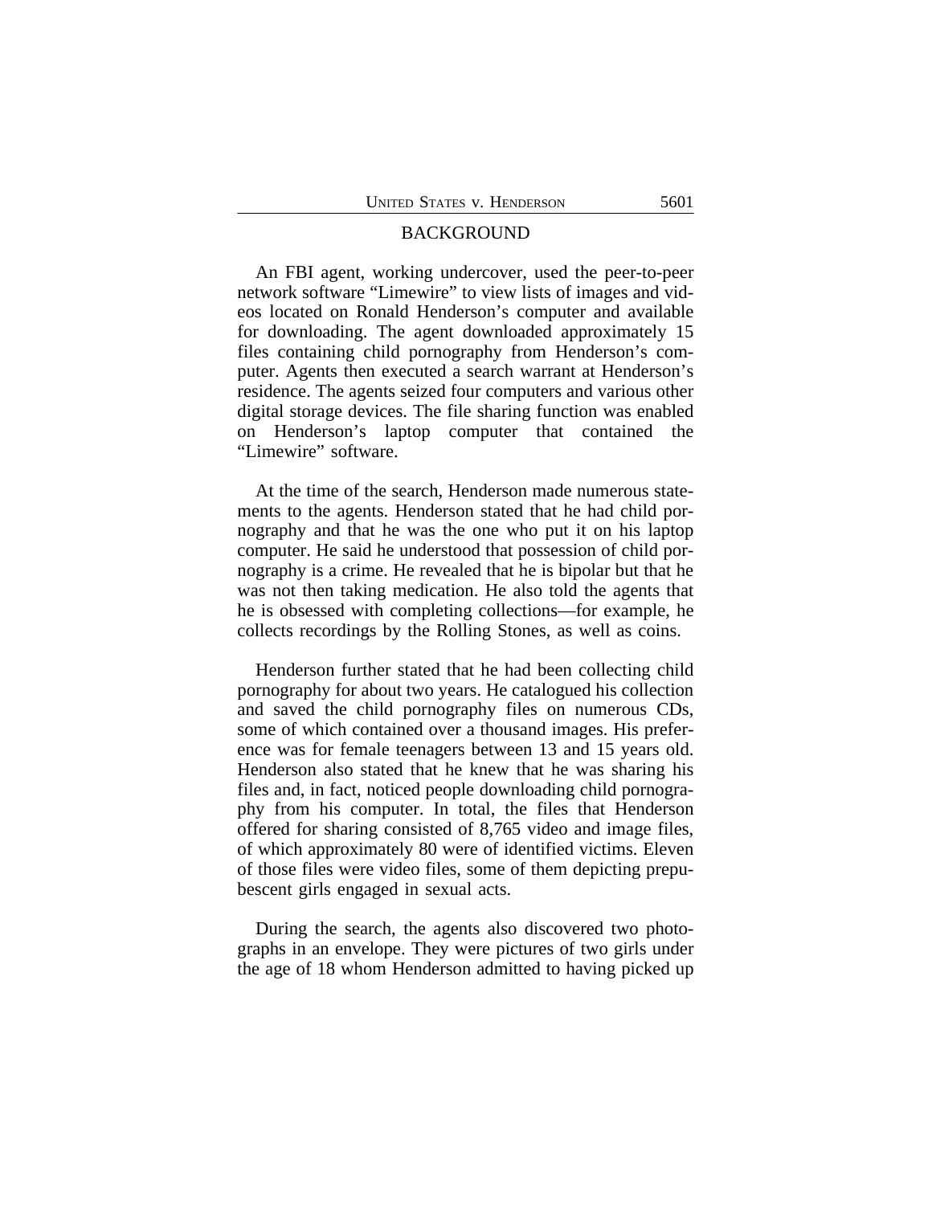## BACKGROUND

An FBI agent, working undercover, used the peer-to-peer network software "Limewire" to view lists of images and videos located on Ronald Henderson's computer and available for downloading. The agent downloaded approximately 15 files containing child pornography from Henderson's computer. Agents then executed a search warrant at Henderson's residence. The agents seized four computers and various other digital storage devices. The file sharing function was enabled on Henderson's laptop computer that contained the "Limewire" software.

At the time of the search, Henderson made numerous statements to the agents. Henderson stated that he had child pornography and that he was the one who put it on his laptop computer. He said he understood that possession of child pornography is a crime. He revealed that he is bipolar but that he was not then taking medication. He also told the agents that he is obsessed with completing collections—for example, he collects recordings by the Rolling Stones, as well as coins.

Henderson further stated that he had been collecting child pornography for about two years. He catalogued his collection and saved the child pornography files on numerous CDs, some of which contained over a thousand images. His preference was for female teenagers between 13 and 15 years old. Henderson also stated that he knew that he was sharing his files and, in fact, noticed people downloading child pornography from his computer. In total, the files that Henderson offered for sharing consisted of 8,765 video and image files, of which approximately 80 were of identified victims. Eleven of those files were video files, some of them depicting prepubescent girls engaged in sexual acts.

During the search, the agents also discovered two photographs in an envelope. They were pictures of two girls under the age of 18 whom Henderson admitted to having picked up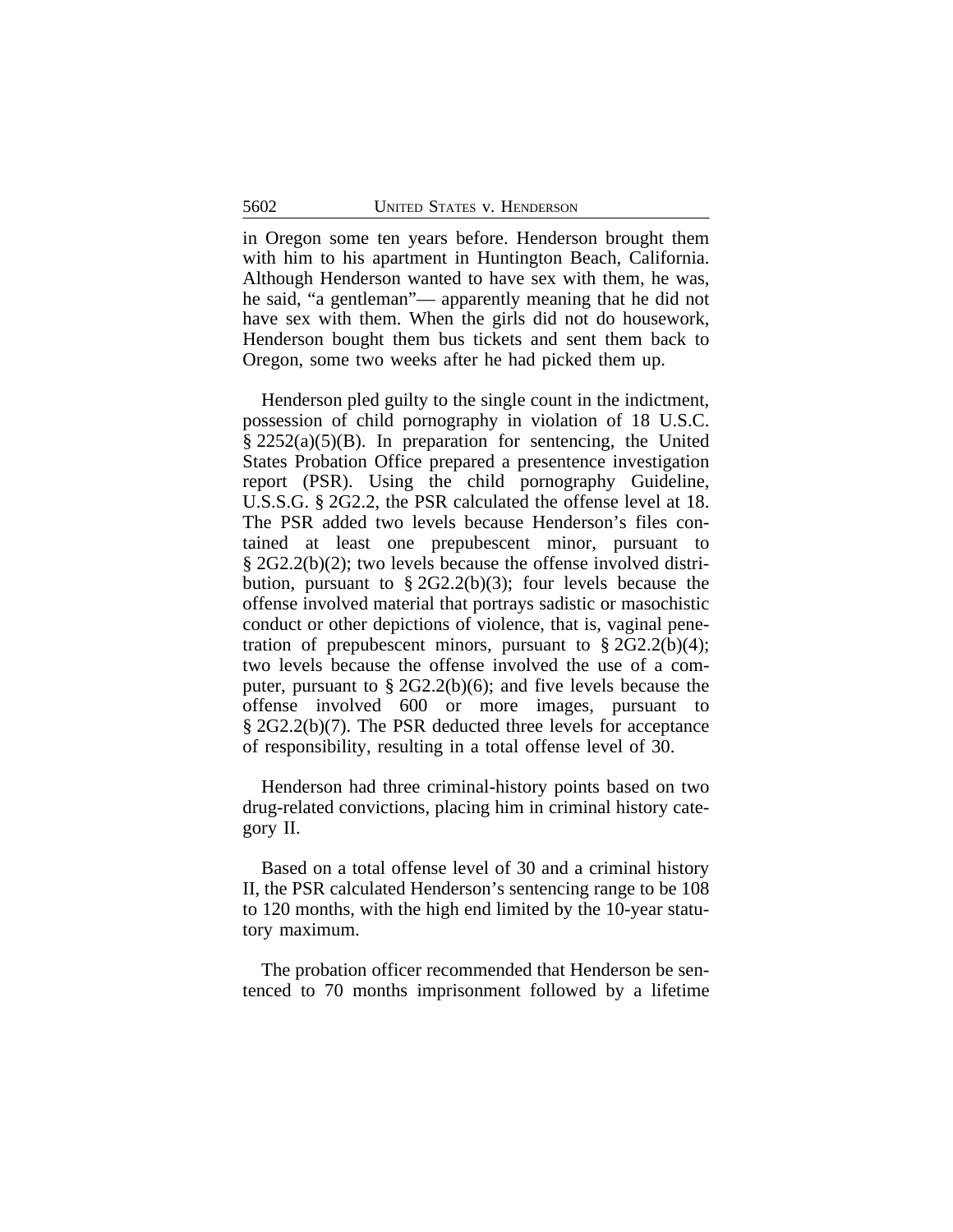in Oregon some ten years before. Henderson brought them with him to his apartment in Huntington Beach, California. Although Henderson wanted to have sex with them, he was, he said, "a gentleman"— apparently meaning that he did not have sex with them. When the girls did not do housework, Henderson bought them bus tickets and sent them back to Oregon, some two weeks after he had picked them up.

Henderson pled guilty to the single count in the indictment, possession of child pornography in violation of 18 U.S.C. § 2252(a)(5)(B). In preparation for sentencing, the United States Probation Office prepared a presentence investigation report (PSR). Using the child pornography Guideline, U.S.S.G. § 2G2.2, the PSR calculated the offense level at 18. The PSR added two levels because Henderson's files contained at least one prepubescent minor, pursuant to § 2G2.2(b)(2); two levels because the offense involved distribution, pursuant to § 2G2.2(b)(3); four levels because the offense involved material that portrays sadistic or masochistic conduct or other depictions of violence, that is, vaginal penetration of prepubescent minors, pursuant to § 2G2.2(b)(4); two levels because the offense involved the use of a computer, pursuant to § 2G2.2(b)(6); and five levels because the offense involved 600 or more images, pursuant to § 2G2.2(b)(7). The PSR deducted three levels for acceptance of responsibility, resulting in a total offense level of 30.

Henderson had three criminal-history points based on two drug-related convictions, placing him in criminal history category II.

Based on a total offense level of 30 and a criminal history II, the PSR calculated Henderson's sentencing range to be 108 to 120 months, with the high end limited by the 10-year statutory maximum.

The probation officer recommended that Henderson be sentenced to 70 months imprisonment followed by a lifetime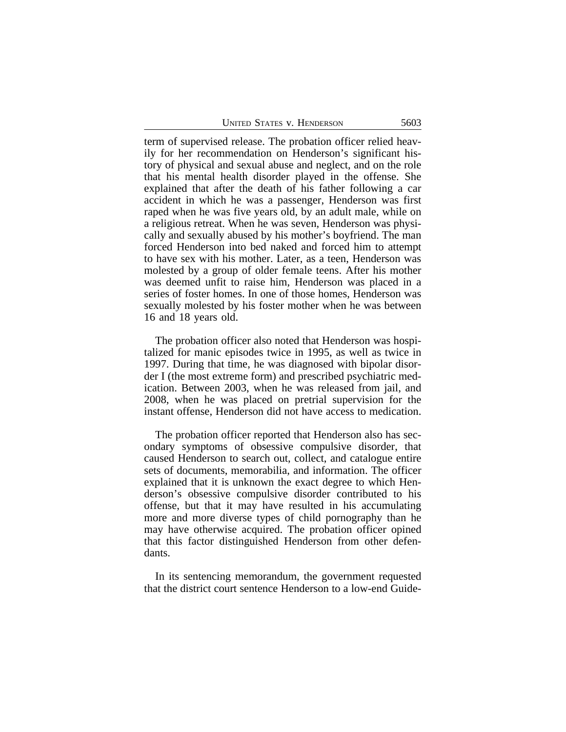term of supervised release. The probation officer relied heavily for her recommendation on Henderson's significant history of physical and sexual abuse and neglect, and on the role that his mental health disorder played in the offense. She explained that after the death of his father following a car accident in which he was a passenger, Henderson was first raped when he was five years old, by an adult male, while on a religious retreat. When he was seven, Henderson was physically and sexually abused by his mother's boyfriend. The man forced Henderson into bed naked and forced him to attempt to have sex with his mother. Later, as a teen, Henderson was molested by a group of older female teens. After his mother was deemed unfit to raise him, Henderson was placed in a series of foster homes. In one of those homes, Henderson was sexually molested by his foster mother when he was between 16 and 18 years old.

The probation officer also noted that Henderson was hospitalized for manic episodes twice in 1995, as well as twice in 1997. During that time, he was diagnosed with bipolar disorder I (the most extreme form) and prescribed psychiatric medication. Between 2003, when he was released from jail, and 2008, when he was placed on pretrial supervision for the instant offense, Henderson did not have access to medication.

The probation officer reported that Henderson also has secondary symptoms of obsessive compulsive disorder, that caused Henderson to search out, collect, and catalogue entire sets of documents, memorabilia, and information. The officer explained that it is unknown the exact degree to which Henderson's obsessive compulsive disorder contributed to his offense, but that it may have resulted in his accumulating more and more diverse types of child pornography than he may have otherwise acquired. The probation officer opined that this factor distinguished Henderson from other defendants.

In its sentencing memorandum, the government requested that the district court sentence Henderson to a low-end Guide-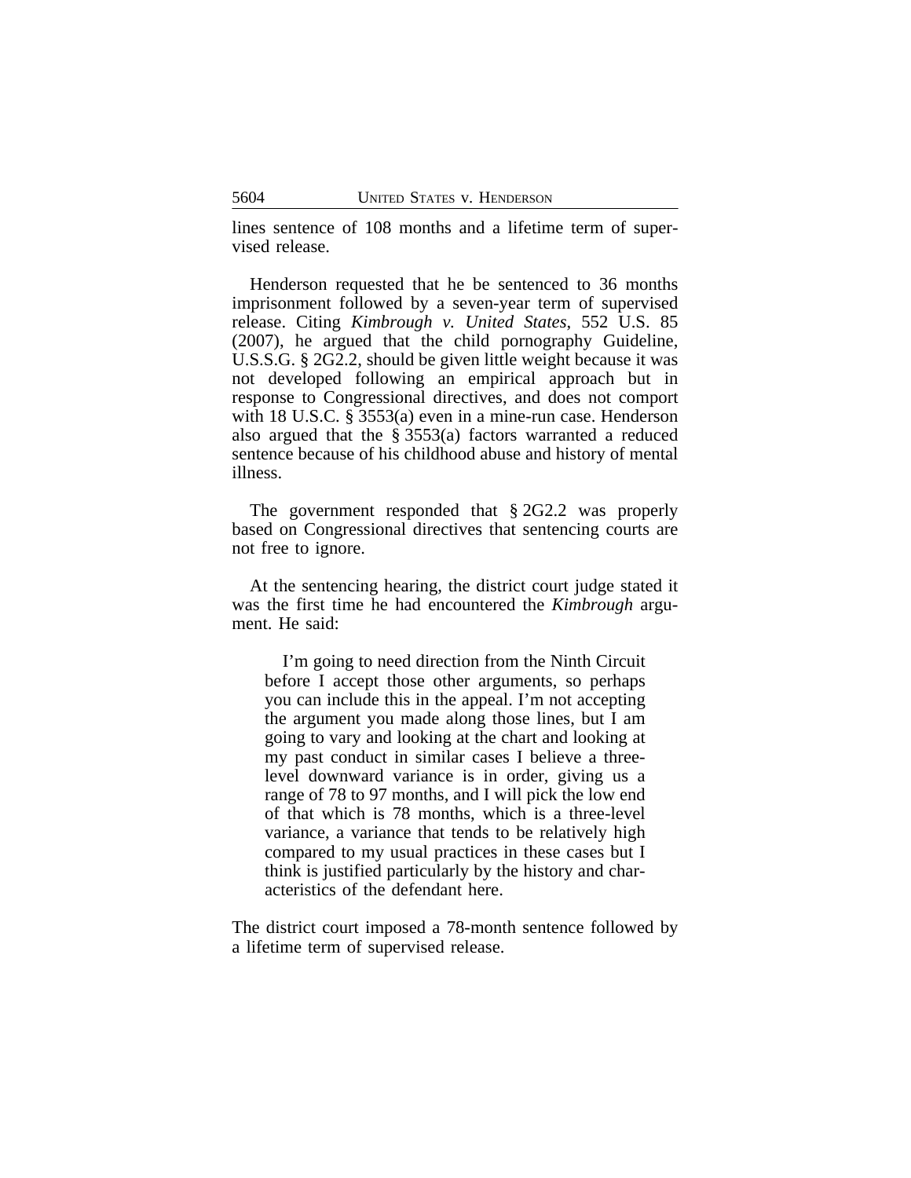lines sentence of 108 months and a lifetime term of supervised release.

Henderson requested that he be sentenced to 36 months imprisonment followed by a seven-year term of supervised release. Citing *Kimbrough v. United States*, 552 U.S. 85 (2007), he argued that the child pornography Guideline, U.S.S.G. § 2G2.2, should be given little weight because it was not developed following an empirical approach but in response to Congressional directives, and does not comport with 18 U.S.C. § 3553(a) even in a mine-run case. Henderson also argued that the § 3553(a) factors warranted a reduced sentence because of his childhood abuse and history of mental illness.

The government responded that § 2G2.2 was properly based on Congressional directives that sentencing courts are not free to ignore.

At the sentencing hearing, the district court judge stated it was the first time he had encountered the *Kimbrough* argument. He said:

> I'm going to need direction from the Ninth Circuit before I accept those other arguments, so perhaps you can include this in the appeal. I'm not accepting the argument you made along those lines, but I am going to vary and looking at the chart and looking at my past conduct in similar cases I believe a three-level downward variance is in order, giving us a range of 78 to 97 months, and I will pick the low end of that which is 78 months, which is a three-level variance, a variance that tends to be relatively high compared to my usual practices in these cases but I think is justified particularly by the history and characteristics of the defendant here.

The district court imposed a 78-month sentence followed by a lifetime term of supervised release.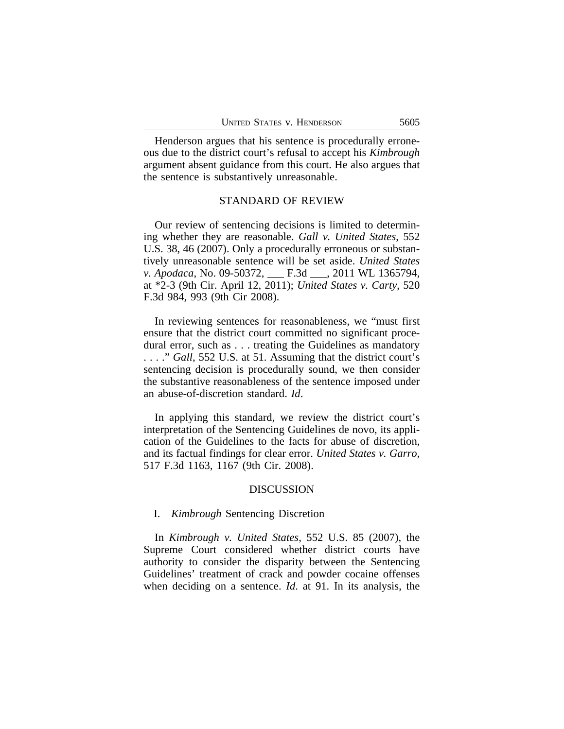Henderson argues that his sentence is procedurally erroneous due to the district court's refusal to accept his *Kimbrough* argument absent guidance from this court. He also argues that the sentence is substantively unreasonable.

## STANDARD OF REVIEW

Our review of sentencing decisions is limited to determining whether they are reasonable. *Gall v. United States*, 552 U.S. 38, 46 (2007). Only a procedurally erroneous or substantively unreasonable sentence will be set aside. *United States v. Apodaca*, No. 09-50372, ___ F.3d ___, 2011 WL 1365794, at *2-3 (9th Cir. April 12, 2011); *United States v. Carty*, 520 F.3d 984, 993 (9th Cir 2008).

In reviewing sentences for reasonableness, we "must first ensure that the district court committed no significant procedural error, such as . . . treating the Guidelines as mandatory . . . ." *Gall*, 552 U.S. at 51. Assuming that the district court's sentencing decision is procedurally sound, we then consider the substantive reasonableness of the sentence imposed under an abuse-of-discretion standard. *Id*.

In applying this standard, we review the district court's interpretation of the Sentencing Guidelines de novo, its application of the Guidelines to the facts for abuse of discretion, and its factual findings for clear error. *United States v. Garro*, 517 F.3d 1163, 1167 (9th Cir. 2008).

## DISCUSSION

### I. *Kimbrough* Sentencing Discretion

In *Kimbrough v. United States*, 552 U.S. 85 (2007), the Supreme Court considered whether district courts have authority to consider the disparity between the Sentencing Guidelines' treatment of crack and powder cocaine offenses when deciding on a sentence. *Id*. at 91. In its analysis, the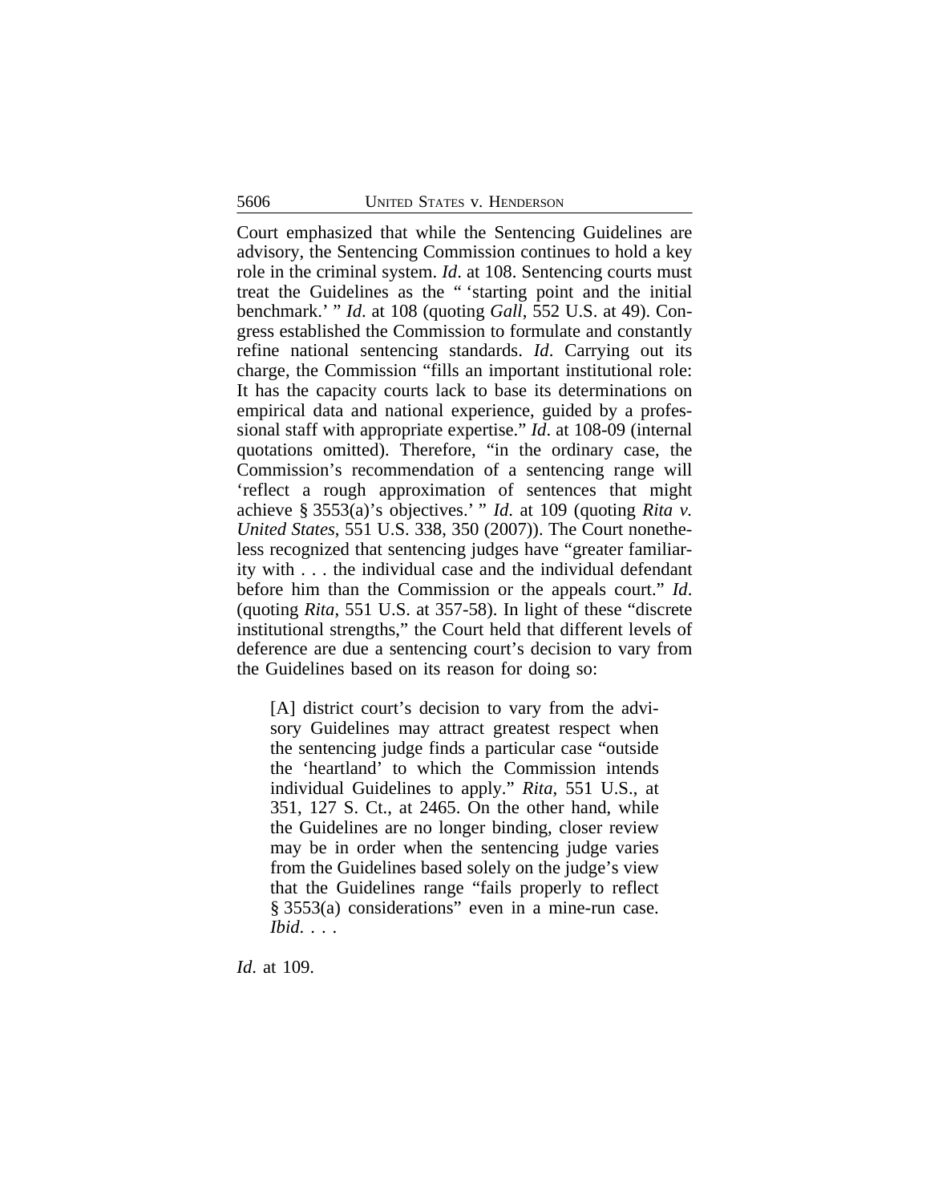Court emphasized that while the Sentencing Guidelines are advisory, the Sentencing Commission continues to hold a key role in the criminal system. *Id*. at 108. Sentencing courts must treat the Guidelines as the " 'starting point and the initial benchmark.' " *Id*. at 108 (quoting *Gall*, 552 U.S. at 49). Congress established the Commission to formulate and constantly refine national sentencing standards. *Id*. Carrying out its charge, the Commission "fills an important institutional role: It has the capacity courts lack to base its determinations on empirical data and national experience, guided by a professional staff with appropriate expertise." *Id*. at 108-09 (internal quotations omitted). Therefore, "in the ordinary case, the Commission's recommendation of a sentencing range will 'reflect a rough approximation of sentences that might achieve § 3553(a)'s objectives.' " *Id*. at 109 (quoting *Rita v. United States*, 551 U.S. 338, 350 (2007)). The Court nonetheless recognized that sentencing judges have "greater familiarity with . . . the individual case and the individual defendant before him than the Commission or the appeals court." *Id*. (quoting *Rita*, 551 U.S. at 357-58). In light of these "discrete institutional strengths," the Court held that different levels of deference are due a sentencing court's decision to vary from the Guidelines based on its reason for doing so:

> [A] district court's decision to vary from the advisory Guidelines may attract greatest respect when the sentencing judge finds a particular case "outside the 'heartland' to which the Commission intends individual Guidelines to apply." *Rita*, 551 U.S., at 351, 127 S. Ct., at 2465. On the other hand, while the Guidelines are no longer binding, closer review may be in order when the sentencing judge varies from the Guidelines based solely on the judge's view that the Guidelines range "fails properly to reflect § 3553(a) considerations" even in a mine-run case. *Ibid*. . . .

*Id*. at 109.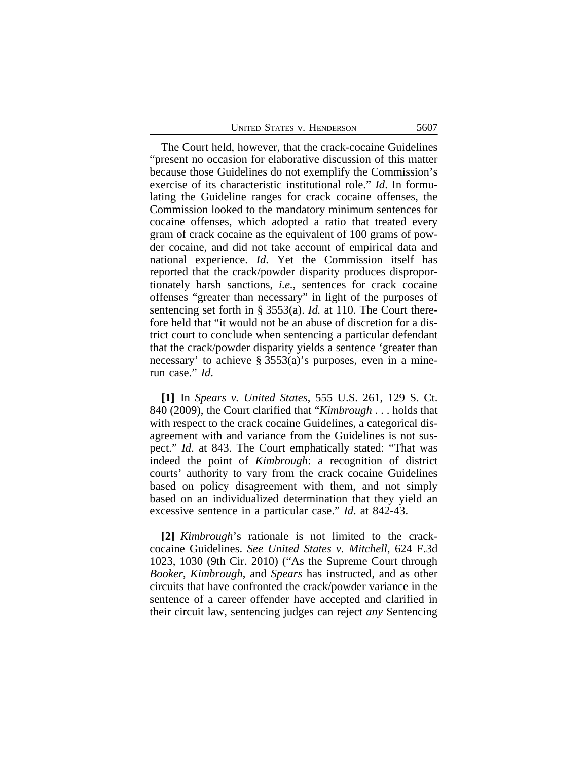The Court held, however, that the crack-cocaine Guidelines "present no occasion for elaborative discussion of this matter because those Guidelines do not exemplify the Commission's exercise of its characteristic institutional role." *Id*. In formulating the Guideline ranges for crack cocaine offenses, the Commission looked to the mandatory minimum sentences for cocaine offenses, which adopted a ratio that treated every gram of crack cocaine as the equivalent of 100 grams of powder cocaine, and did not take account of empirical data and national experience. *Id*. Yet the Commission itself has reported that the crack/powder disparity produces disproportionately harsh sanctions, *i.e.*, sentences for crack cocaine offenses "greater than necessary" in light of the purposes of sentencing set forth in § 3553(a). *Id.* at 110. The Court therefore held that "it would not be an abuse of discretion for a district court to conclude when sentencing a particular defendant that the crack/powder disparity yields a sentence 'greater than necessary' to achieve § 3553(a)'s purposes, even in a mine-run case." *Id*.

**[1]** In *Spears v. United States*, 555 U.S. 261, 129 S. Ct. 840 (2009), the Court clarified that "*Kimbrough* . . . holds that with respect to the crack cocaine Guidelines, a categorical disagreement with and variance from the Guidelines is not suspect." *Id*. at 843. The Court emphatically stated: "That was indeed the point of *Kimbrough*: a recognition of district courts' authority to vary from the crack cocaine Guidelines based on policy disagreement with them, and not simply based on an individualized determination that they yield an excessive sentence in a particular case." *Id*. at 842-43.

**[2]** *Kimbrough*'s rationale is not limited to the crack-cocaine Guidelines. *See United States v. Mitchell*, 624 F.3d 1023, 1030 (9th Cir. 2010) ("As the Supreme Court through *Booker*, *Kimbrough*, and *Spears* has instructed, and as other circuits that have confronted the crack/powder variance in the sentence of a career offender have accepted and clarified in their circuit law, sentencing judges can reject *any* Sentencing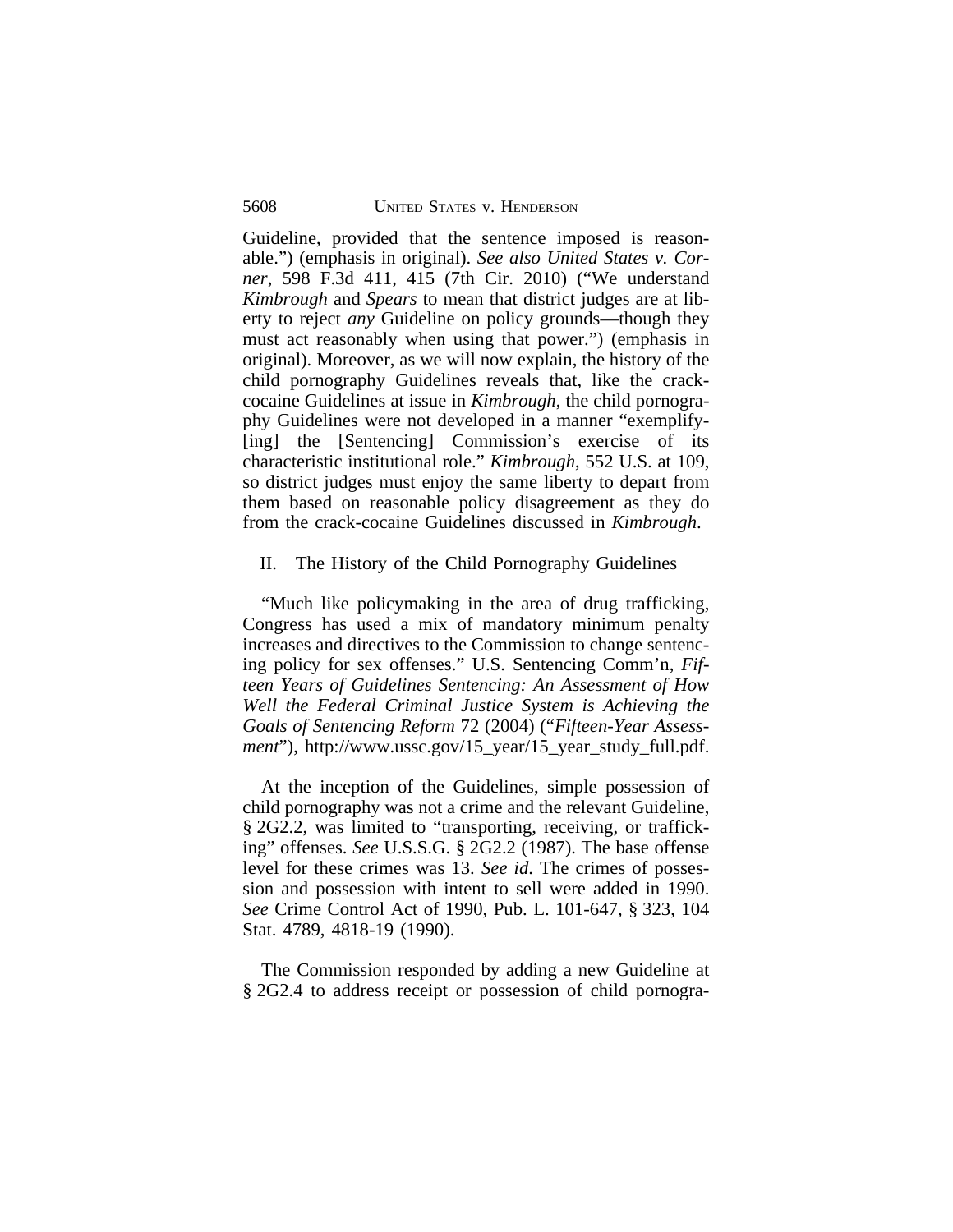Guideline, provided that the sentence imposed is reasonable.") (emphasis in original). *See also United States v. Corner*, 598 F.3d 411, 415 (7th Cir. 2010) ("We understand *Kimbrough* and *Spears* to mean that district judges are at liberty to reject *any* Guideline on policy grounds—though they must act reasonably when using that power.") (emphasis in original). Moreover, as we will now explain, the history of the child pornography Guidelines reveals that, like the crack-cocaine Guidelines at issue in *Kimbrough*, the child pornography Guidelines were not developed in a manner "exemplify-[ing] the [Sentencing] Commission's exercise of its characteristic institutional role." *Kimbrough*, 552 U.S. at 109, so district judges must enjoy the same liberty to depart from them based on reasonable policy disagreement as they do from the crack-cocaine Guidelines discussed in *Kimbrough*.

## II. The History of the Child Pornography Guidelines

"Much like policymaking in the area of drug trafficking, Congress has used a mix of mandatory minimum penalty increases and directives to the Commission to change sentencing policy for sex offenses." U.S. Sentencing Comm'n, *Fifteen Years of Guidelines Sentencing: An Assessment of How Well the Federal Criminal Justice System is Achieving the Goals of Sentencing Reform* 72 (2004) ("*Fifteen-Year Assessment*"), http://www.ussc.gov/15_year/15_year_study_full.pdf.

At the inception of the Guidelines, simple possession of child pornography was not a crime and the relevant Guideline, § 2G2.2, was limited to "transporting, receiving, or trafficking" offenses. *See* U.S.S.G. § 2G2.2 (1987). The base offense level for these crimes was 13. *See id*. The crimes of possession and possession with intent to sell were added in 1990. *See* Crime Control Act of 1990, Pub. L. 101-647, § 323, 104 Stat. 4789, 4818-19 (1990).

The Commission responded by adding a new Guideline at § 2G2.4 to address receipt or possession of child pornogra-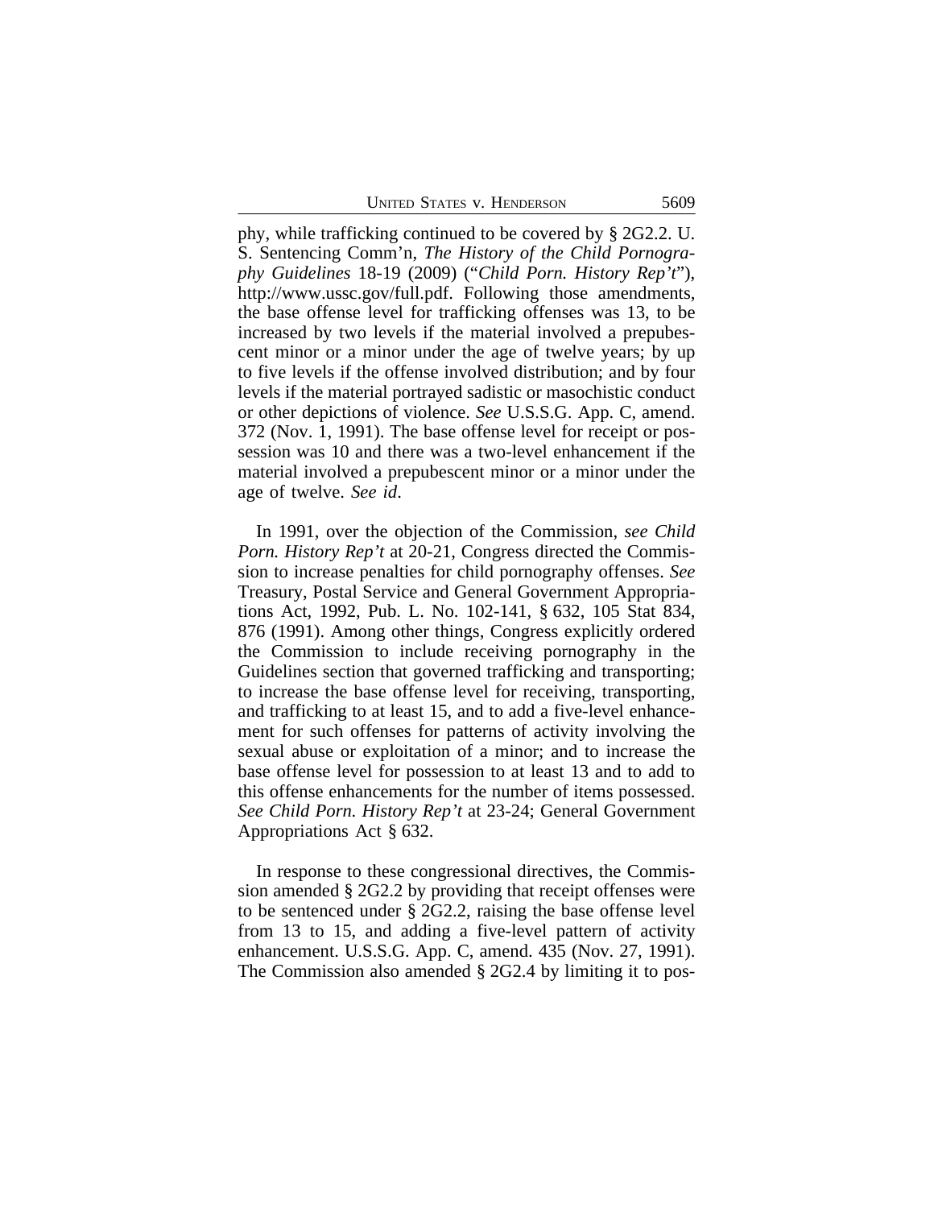phy, while trafficking continued to be covered by § 2G2.2. U. S. Sentencing Comm'n, *The History of the Child Pornography Guidelines* 18-19 (2009) ("*Child Porn. History Rep't*"), http://www.ussc.gov/full.pdf. Following those amendments, the base offense level for trafficking offenses was 13, to be increased by two levels if the material involved a prepubescent minor or a minor under the age of twelve years; by up to five levels if the offense involved distribution; and by four levels if the material portrayed sadistic or masochistic conduct or other depictions of violence. *See* U.S.S.G. App. C, amend. 372 (Nov. 1, 1991). The base offense level for receipt or possession was 10 and there was a two-level enhancement if the material involved a prepubescent minor or a minor under the age of twelve. *See id*.

In 1991, over the objection of the Commission, *see Child Porn. History Rep't* at 20-21, Congress directed the Commission to increase penalties for child pornography offenses. *See* Treasury, Postal Service and General Government Appropriations Act, 1992, Pub. L. No. 102-141, § 632, 105 Stat 834, 876 (1991). Among other things, Congress explicitly ordered the Commission to include receiving pornography in the Guidelines section that governed trafficking and transporting; to increase the base offense level for receiving, transporting, and trafficking to at least 15, and to add a five-level enhancement for such offenses for patterns of activity involving the sexual abuse or exploitation of a minor; and to increase the base offense level for possession to at least 13 and to add to this offense enhancements for the number of items possessed. *See Child Porn. History Rep't* at 23-24; General Government Appropriations Act § 632.

In response to these congressional directives, the Commission amended § 2G2.2 by providing that receipt offenses were to be sentenced under § 2G2.2, raising the base offense level from 13 to 15, and adding a five-level pattern of activity enhancement. U.S.S.G. App. C, amend. 435 (Nov. 27, 1991). The Commission also amended § 2G2.4 by limiting it to pos-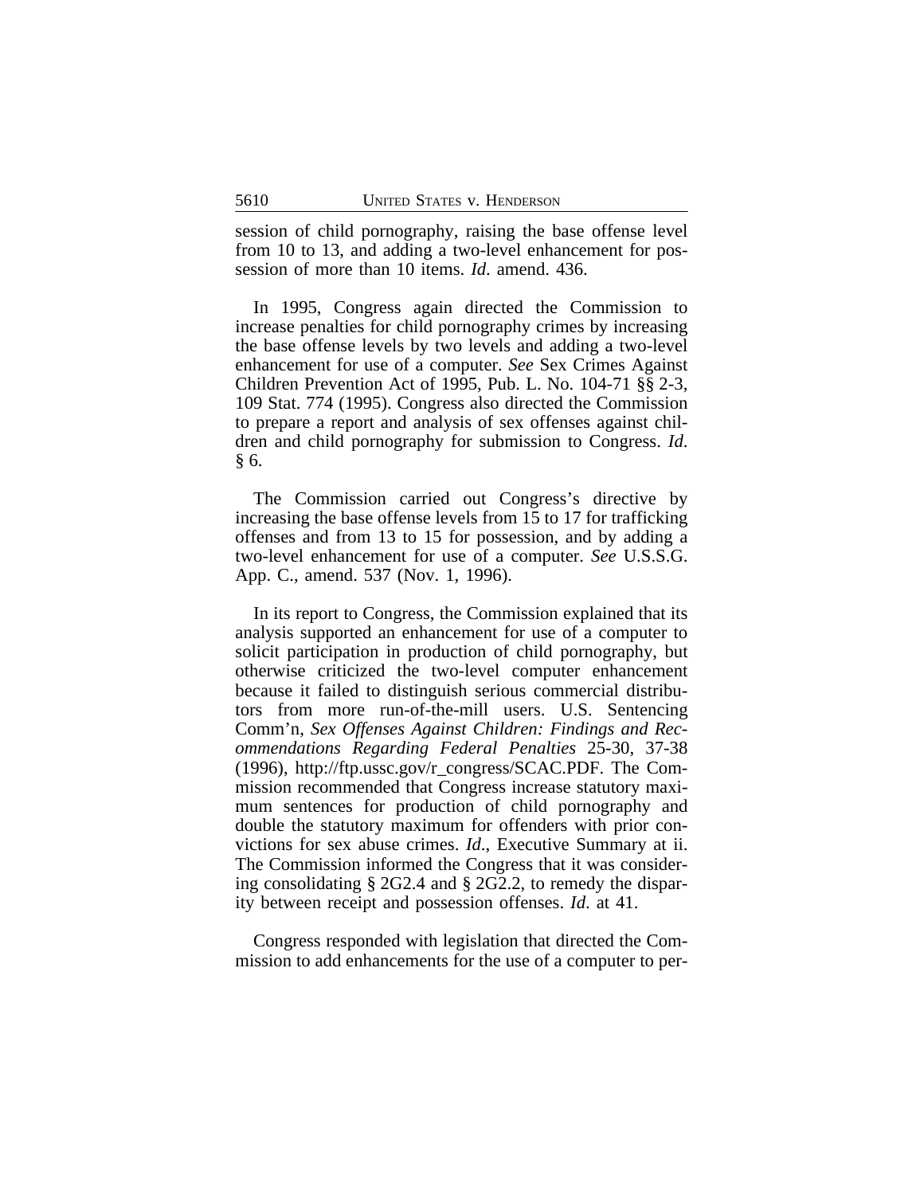session of child pornography, raising the base offense level from 10 to 13, and adding a two-level enhancement for possession of more than 10 items. *Id.* amend. 436.

In 1995, Congress again directed the Commission to increase penalties for child pornography crimes by increasing the base offense levels by two levels and adding a two-level enhancement for use of a computer. *See* Sex Crimes Against Children Prevention Act of 1995, Pub. L. No. 104-71 §§ 2-3, 109 Stat. 774 (1995). Congress also directed the Commission to prepare a report and analysis of sex offenses against children and child pornography for submission to Congress. *Id.* § 6.

The Commission carried out Congress's directive by increasing the base offense levels from 15 to 17 for trafficking offenses and from 13 to 15 for possession, and by adding a two-level enhancement for use of a computer. *See* U.S.S.G. App. C., amend. 537 (Nov. 1, 1996).

In its report to Congress, the Commission explained that its analysis supported an enhancement for use of a computer to solicit participation in production of child pornography, but otherwise criticized the two-level computer enhancement because it failed to distinguish serious commercial distributors from more run-of-the-mill users. U.S. Sentencing Comm'n, *Sex Offenses Against Children: Findings and Recommendations Regarding Federal Penalties* 25-30, 37-38 (1996), http://ftp.ussc.gov/r_congress/SCAC.PDF. The Commission recommended that Congress increase statutory maximum sentences for production of child pornography and double the statutory maximum for offenders with prior convictions for sex abuse crimes. *Id.*, Executive Summary at ii. The Commission informed the Congress that it was considering consolidating § 2G2.4 and § 2G2.2, to remedy the disparity between receipt and possession offenses. *Id.* at 41.

Congress responded with legislation that directed the Commission to add enhancements for the use of a computer to per-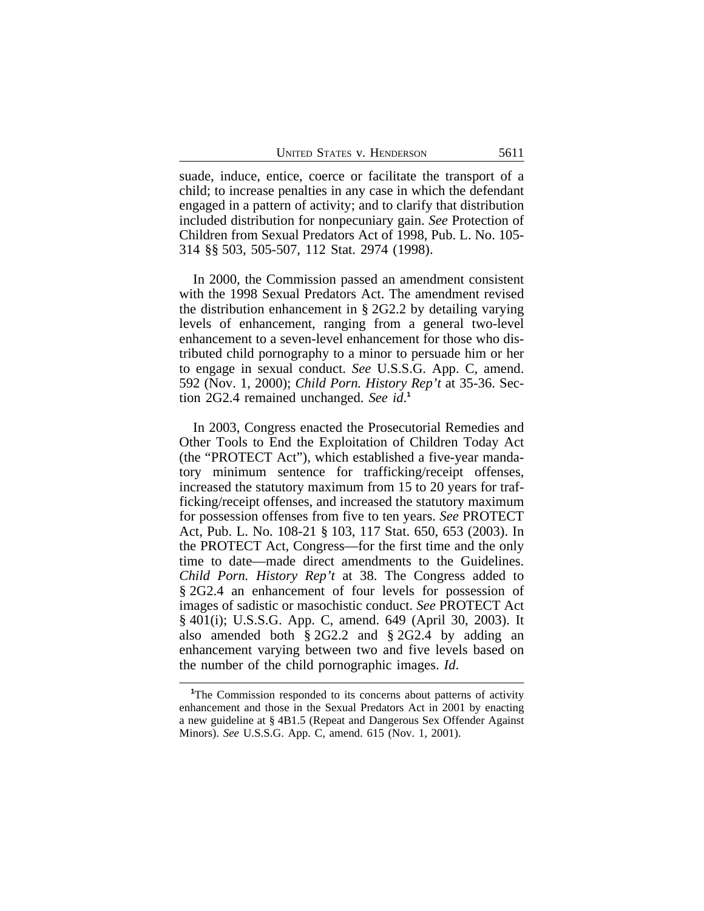suade, induce, entice, coerce or facilitate the transport of a child; to increase penalties in any case in which the defendant engaged in a pattern of activity; and to clarify that distribution included distribution for nonpecuniary gain. *See* Protection of Children from Sexual Predators Act of 1998, Pub. L. No. 105-314 §§ 503, 505-507, 112 Stat. 2974 (1998).

In 2000, the Commission passed an amendment consistent with the 1998 Sexual Predators Act. The amendment revised the distribution enhancement in § 2G2.2 by detailing varying levels of enhancement, ranging from a general two-level enhancement to a seven-level enhancement for those who distributed child pornography to a minor to persuade him or her to engage in sexual conduct. *See* U.S.S.G. App. C, amend. 592 (Nov. 1, 2000); *Child Porn. History Rep't* at 35-36. Section 2G2.4 remained unchanged. *See id.*[1]

In 2003, Congress enacted the Prosecutorial Remedies and Other Tools to End the Exploitation of Children Today Act (the "PROTECT Act"), which established a five-year mandatory minimum sentence for trafficking/receipt offenses, increased the statutory maximum from 15 to 20 years for trafficking/receipt offenses, and increased the statutory maximum for possession offenses from five to ten years. *See* PROTECT Act, Pub. L. No. 108-21 § 103, 117 Stat. 650, 653 (2003). In the PROTECT Act, Congress—for the first time and the only time to date—made direct amendments to the Guidelines. *Child Porn. History Rep't* at 38. The Congress added to § 2G2.4 an enhancement of four levels for possession of images of sadistic or masochistic conduct. *See* PROTECT Act § 401(i); U.S.S.G. App. C, amend. 649 (April 30, 2003). It also amended both § 2G2.2 and § 2G2.4 by adding an enhancement varying between two and five levels based on the number of the child pornographic images. *Id.*

---

[1]The Commission responded to its concerns about patterns of activity enhancement and those in the Sexual Predators Act in 2001 by enacting a new guideline at § 4B1.5 (Repeat and Dangerous Sex Offender Against Minors). *See* U.S.S.G. App. C, amend. 615 (Nov. 1, 2001).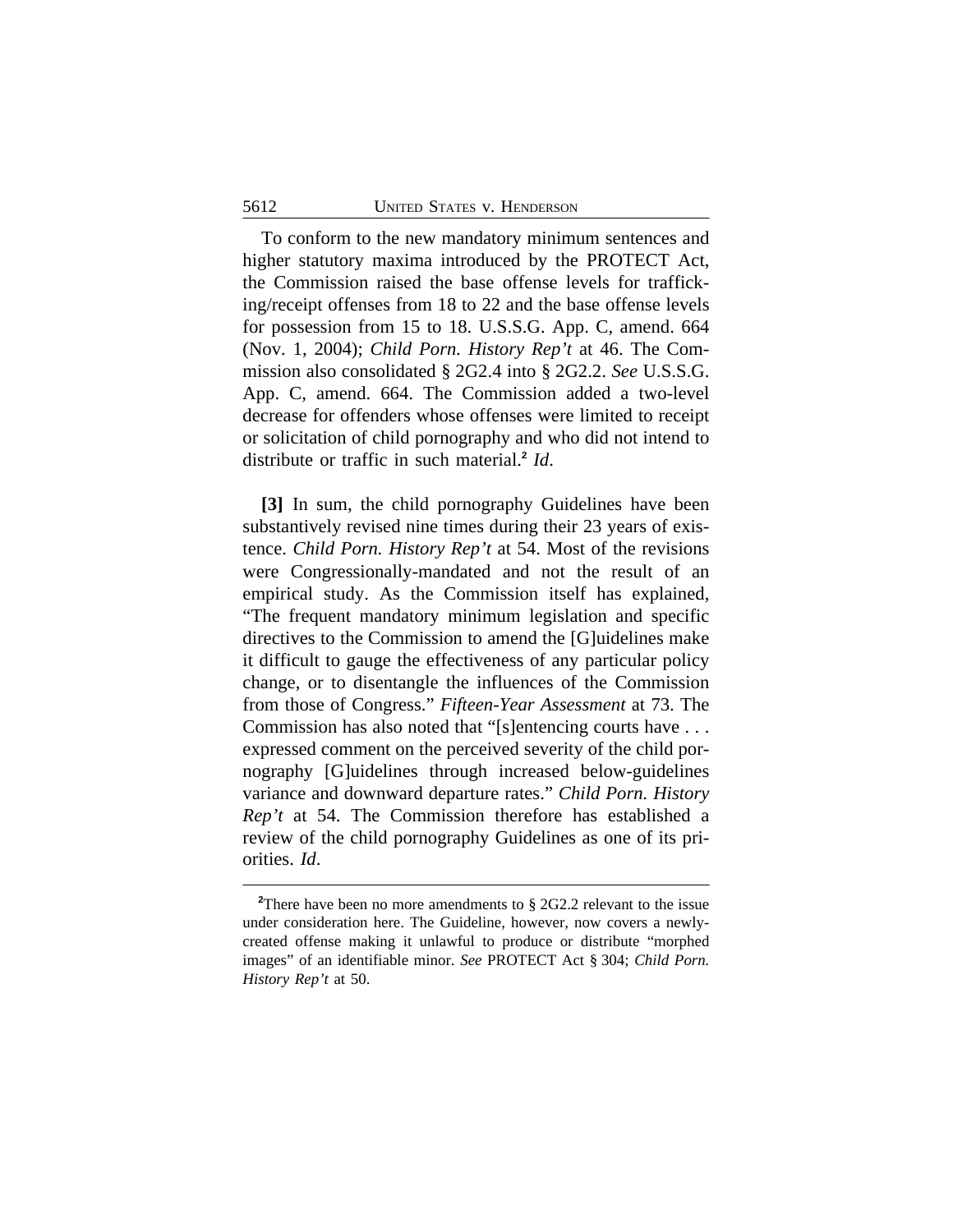To conform to the new mandatory minimum sentences and higher statutory maxima introduced by the PROTECT Act, the Commission raised the base offense levels for trafficking/receipt offenses from 18 to 22 and the base offense levels for possession from 15 to 18. U.S.S.G. App. C, amend. 664 (Nov. 1, 2004); *Child Porn. History Rep't* at 46. The Commission also consolidated § 2G2.4 into § 2G2.2. *See* U.S.S.G. App. C, amend. 664. The Commission added a two-level decrease for offenders whose offenses were limited to receipt or solicitation of child pornography and who did not intend to distribute or traffic in such material.[2] *Id*.

**[3]** In sum, the child pornography Guidelines have been substantively revised nine times during their 23 years of existence. *Child Porn. History Rep't* at 54. Most of the revisions were Congressionally-mandated and not the result of an empirical study. As the Commission itself has explained, "The frequent mandatory minimum legislation and specific directives to the Commission to amend the [G]uidelines make it difficult to gauge the effectiveness of any particular policy change, or to disentangle the influences of the Commission from those of Congress." *Fifteen-Year Assessment* at 73. The Commission has also noted that "[s]entencing courts have . . . expressed comment on the perceived severity of the child pornography [G]uidelines through increased below-guidelines variance and downward departure rates." *Child Porn. History Rep't* at 54. The Commission therefore has established a review of the child pornography Guidelines as one of its priorities. *Id*.

[2]There have been no more amendments to § 2G2.2 relevant to the issue under consideration here. The Guideline, however, now covers a newly-created offense making it unlawful to produce or distribute "morphed images" of an identifiable minor. *See* PROTECT Act § 304; *Child Porn. History Rep't* at 50.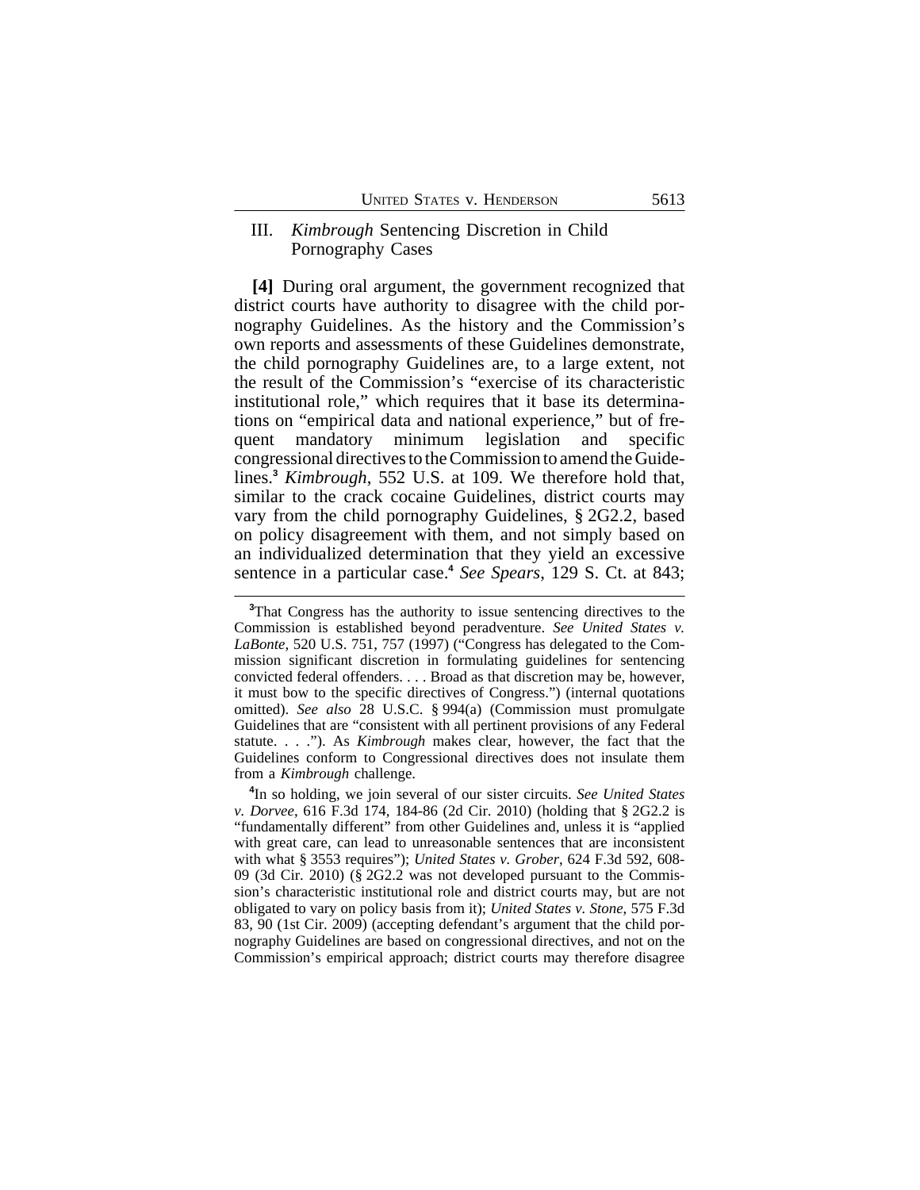## III. *Kimbrough* Sentencing Discretion in Child Pornography Cases

**[4]** During oral argument, the government recognized that district courts have authority to disagree with the child pornography Guidelines. As the history and the Commission's own reports and assessments of these Guidelines demonstrate, the child pornography Guidelines are, to a large extent, not the result of the Commission's "exercise of its characteristic institutional role," which requires that it base its determinations on "empirical data and national experience," but of frequent mandatory minimum legislation and specific congressional directives to the Commission to amend the Guidelines.[3] *Kimbrough*, 552 U.S. at 109. We therefore hold that, similar to the crack cocaine Guidelines, district courts may vary from the child pornography Guidelines, § 2G2.2, based on policy disagreement with them, and not simply based on an individualized determination that they yield an excessive sentence in a particular case.[4] *See Spears*, 129 S. Ct. at 843;

---

[3]That Congress has the authority to issue sentencing directives to the Commission is established beyond peradventure. *See United States v. LaBonte*, 520 U.S. 751, 757 (1997) ("Congress has delegated to the Commission significant discretion in formulating guidelines for sentencing convicted federal offenders. . . . Broad as that discretion may be, however, it must bow to the specific directives of Congress.") (internal quotations omitted). *See also* 28 U.S.C. § 994(a) (Commission must promulgate Guidelines that are "consistent with all pertinent provisions of any Federal statute. . . ."). As *Kimbrough* makes clear, however, the fact that the Guidelines conform to Congressional directives does not insulate them from a *Kimbrough* challenge.

[4]In so holding, we join several of our sister circuits. *See United States v. Dorvee*, 616 F.3d 174, 184-86 (2d Cir. 2010) (holding that § 2G2.2 is "fundamentally different" from other Guidelines and, unless it is "applied with great care, can lead to unreasonable sentences that are inconsistent with what § 3553 requires"); *United States v. Grober*, 624 F.3d 592, 608-09 (3d Cir. 2010) (§ 2G2.2 was not developed pursuant to the Commission's characteristic institutional role and district courts may, but are not obligated to vary on policy basis from it); *United States v. Stone*, 575 F.3d 83, 90 (1st Cir. 2009) (accepting defendant's argument that the child pornography Guidelines are based on congressional directives, and not on the Commission's empirical approach; district courts may therefore disagree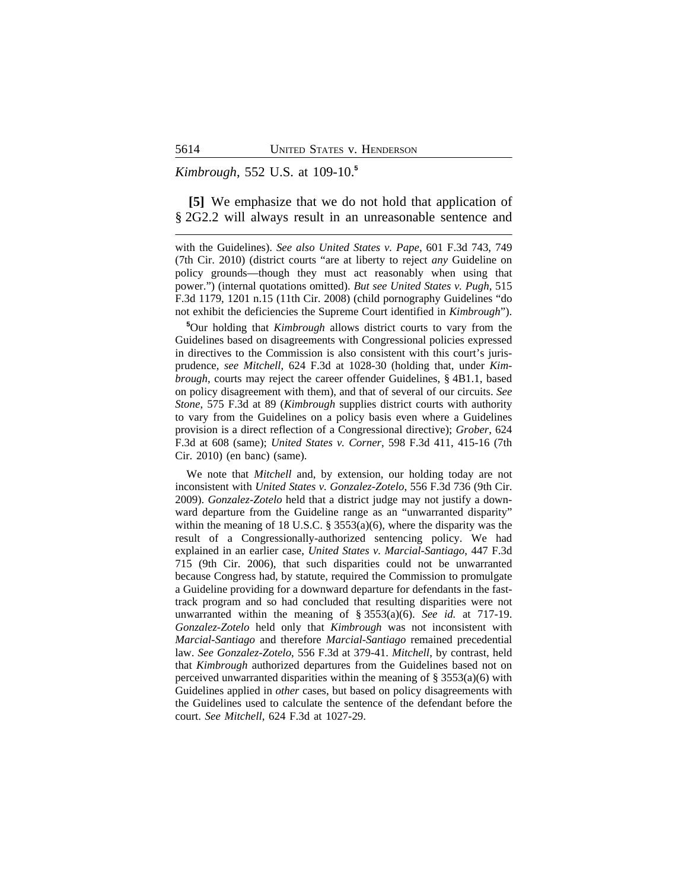*Kimbrough*, 552 U.S. at 109-10.[5]

**[5]** We emphasize that we do not hold that application of § 2G2.2 will always result in an unreasonable sentence and

---

with the Guidelines). *See also United States v. Pape*, 601 F.3d 743, 749 (7th Cir. 2010) (district courts "are at liberty to reject *any* Guideline on policy grounds—though they must act reasonably when using that power.") (internal quotations omitted). *But see United States v. Pugh*, 515 F.3d 1179, 1201 n.15 (11th Cir. 2008) (child pornography Guidelines "do not exhibit the deficiencies the Supreme Court identified in *Kimbrough*").

[5]Our holding that *Kimbrough* allows district courts to vary from the Guidelines based on disagreements with Congressional policies expressed in directives to the Commission is also consistent with this court's jurisprudence, *see Mitchell*, 624 F.3d at 1028-30 (holding that, under *Kimbrough*, courts may reject the career offender Guidelines, § 4B1.1, based on policy disagreement with them), and that of several of our circuits. *See Stone*, 575 F.3d at 89 (*Kimbrough* supplies district courts with authority to vary from the Guidelines on a policy basis even where a Guidelines provision is a direct reflection of a Congressional directive); *Grober*, 624 F.3d at 608 (same); *United States v. Corner*, 598 F.3d 411, 415-16 (7th Cir. 2010) (en banc) (same).

We note that *Mitchell* and, by extension, our holding today are not inconsistent with *United States v. Gonzalez-Zotelo*, 556 F.3d 736 (9th Cir. 2009). *Gonzalez-Zotelo* held that a district judge may not justify a downward departure from the Guideline range as an "unwarranted disparity" within the meaning of 18 U.S.C. § 3553(a)(6), where the disparity was the result of a Congressionally-authorized sentencing policy. We had explained in an earlier case, *United States v. Marcial-Santiago*, 447 F.3d 715 (9th Cir. 2006), that such disparities could not be unwarranted because Congress had, by statute, required the Commission to promulgate a Guideline providing for a downward departure for defendants in the fast-track program and so had concluded that resulting disparities were not unwarranted within the meaning of § 3553(a)(6). *See id.* at 717-19. *Gonzalez-Zotelo* held only that *Kimbrough* was not inconsistent with *Marcial-Santiago* and therefore *Marcial-Santiago* remained precedential law. *See Gonzalez-Zotelo*, 556 F.3d at 379-41. *Mitchell*, by contrast, held that *Kimbrough* authorized departures from the Guidelines based not on perceived unwarranted disparities within the meaning of § 3553(a)(6) with Guidelines applied in *other* cases, but based on policy disagreements with the Guidelines used to calculate the sentence of the defendant before the court. *See Mitchell*, 624 F.3d at 1027-29.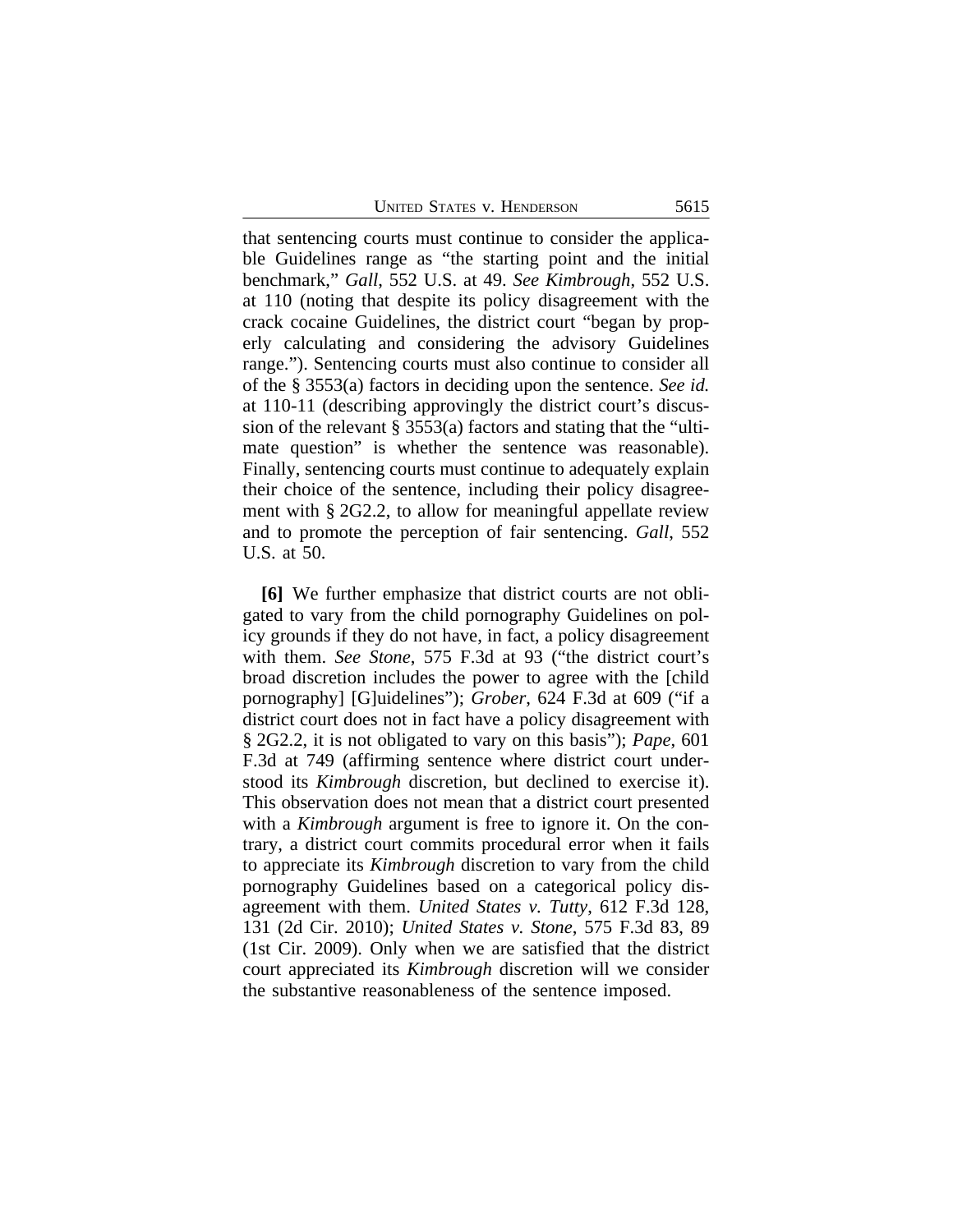that sentencing courts must continue to consider the applicable Guidelines range as "the starting point and the initial benchmark," *Gall*, 552 U.S. at 49. *See Kimbrough*, 552 U.S. at 110 (noting that despite its policy disagreement with the crack cocaine Guidelines, the district court "began by properly calculating and considering the advisory Guidelines range."). Sentencing courts must also continue to consider all of the § 3553(a) factors in deciding upon the sentence. *See id.* at 110-11 (describing approvingly the district court's discussion of the relevant § 3553(a) factors and stating that the "ultimate question" is whether the sentence was reasonable). Finally, sentencing courts must continue to adequately explain their choice of the sentence, including their policy disagreement with § 2G2.2, to allow for meaningful appellate review and to promote the perception of fair sentencing. *Gall*, 552 U.S. at 50.

**[6]** We further emphasize that district courts are not obligated to vary from the child pornography Guidelines on policy grounds if they do not have, in fact, a policy disagreement with them. *See Stone*, 575 F.3d at 93 ("the district court's broad discretion includes the power to agree with the [child pornography] [G]uidelines"); *Grober*, 624 F.3d at 609 ("if a district court does not in fact have a policy disagreement with § 2G2.2, it is not obligated to vary on this basis"); *Pape*, 601 F.3d at 749 (affirming sentence where district court understood its *Kimbrough* discretion, but declined to exercise it). This observation does not mean that a district court presented with a *Kimbrough* argument is free to ignore it. On the contrary, a district court commits procedural error when it fails to appreciate its *Kimbrough* discretion to vary from the child pornography Guidelines based on a categorical policy disagreement with them. *United States v. Tutty*, 612 F.3d 128, 131 (2d Cir. 2010); *United States v. Stone*, 575 F.3d 83, 89 (1st Cir. 2009). Only when we are satisfied that the district court appreciated its *Kimbrough* discretion will we consider the substantive reasonableness of the sentence imposed.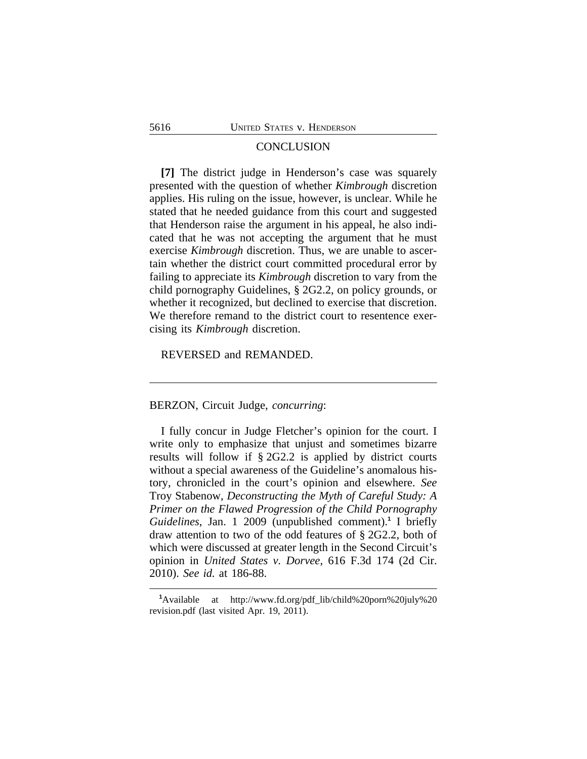## CONCLUSION

**[7]** The district judge in Henderson's case was squarely presented with the question of whether *Kimbrough* discretion applies. His ruling on the issue, however, is unclear. While he stated that he needed guidance from this court and suggested that Henderson raise the argument in his appeal, he also indicated that he was not accepting the argument that he must exercise *Kimbrough* discretion. Thus, we are unable to ascertain whether the district court committed procedural error by failing to appreciate its *Kimbrough* discretion to vary from the child pornography Guidelines, § 2G2.2, on policy grounds, or whether it recognized, but declined to exercise that discretion. We therefore remand to the district court to resentence exercising its *Kimbrough* discretion.

REVERSED and REMANDED.

---

BERZON, Circuit Judge, *concurring*:

I fully concur in Judge Fletcher's opinion for the court. I write only to emphasize that unjust and sometimes bizarre results will follow if § 2G2.2 is applied by district courts without a special awareness of the Guideline's anomalous history, chronicled in the court's opinion and elsewhere. *See* Troy Stabenow, *Deconstructing the Myth of Careful Study: A Primer on the Flawed Progression of the Child Pornography Guidelines*, Jan. 1 2009 (unpublished comment).[1] I briefly draw attention to two of the odd features of § 2G2.2, both of which were discussed at greater length in the Second Circuit's opinion in *United States v. Dorvee*, 616 F.3d 174 (2d Cir. 2010). *See id.* at 186-88.

---

[1]Available at http://www.fd.org/pdf_lib/child%20porn%20july%20revision.pdf (last visited Apr. 19, 2011).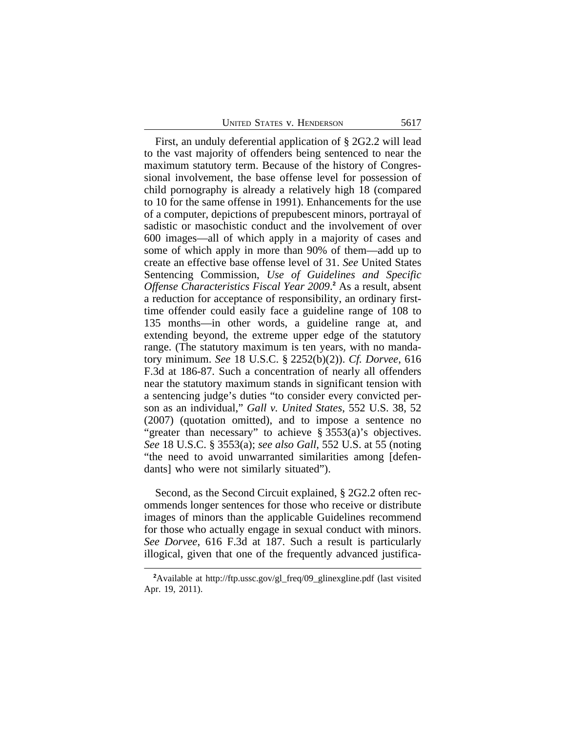First, an unduly deferential application of § 2G2.2 will lead to the vast majority of offenders being sentenced to near the maximum statutory term. Because of the history of Congressional involvement, the base offense level for possession of child pornography is already a relatively high 18 (compared to 10 for the same offense in 1991). Enhancements for the use of a computer, depictions of prepubescent minors, portrayal of sadistic or masochistic conduct and the involvement of over 600 images—all of which apply in a majority of cases and some of which apply in more than 90% of them—add up to create an effective base offense level of 31. *See* United States Sentencing Commission, *Use of Guidelines and Specific Offense Characteristics Fiscal Year 2009*.[2] As a result, absent a reduction for acceptance of responsibility, an ordinary first-time offender could easily face a guideline range of 108 to 135 months—in other words, a guideline range at, and extending beyond, the extreme upper edge of the statutory range. (The statutory maximum is ten years, with no mandatory minimum. *See* 18 U.S.C. § 2252(b)(2)). *Cf. Dorvee*, 616 F.3d at 186-87. Such a concentration of nearly all offenders near the statutory maximum stands in significant tension with a sentencing judge's duties "to consider every convicted person as an individual," *Gall v. United States*, 552 U.S. 38, 52 (2007) (quotation omitted), and to impose a sentence no "greater than necessary" to achieve § 3553(a)'s objectives. *See* 18 U.S.C. § 3553(a); *see also Gall*, 552 U.S. at 55 (noting "the need to avoid unwarranted similarities among [defendants] who were not similarly situated").

Second, as the Second Circuit explained, § 2G2.2 often recommends longer sentences for those who receive or distribute images of minors than the applicable Guidelines recommend for those who actually engage in sexual conduct with minors. *See Dorvee*, 616 F.3d at 187. Such a result is particularly illogical, given that one of the frequently advanced justifica-

[2] Available at http://ftp.ussc.gov/gl_freq/09_glinexgline.pdf (last visited Apr. 19, 2011).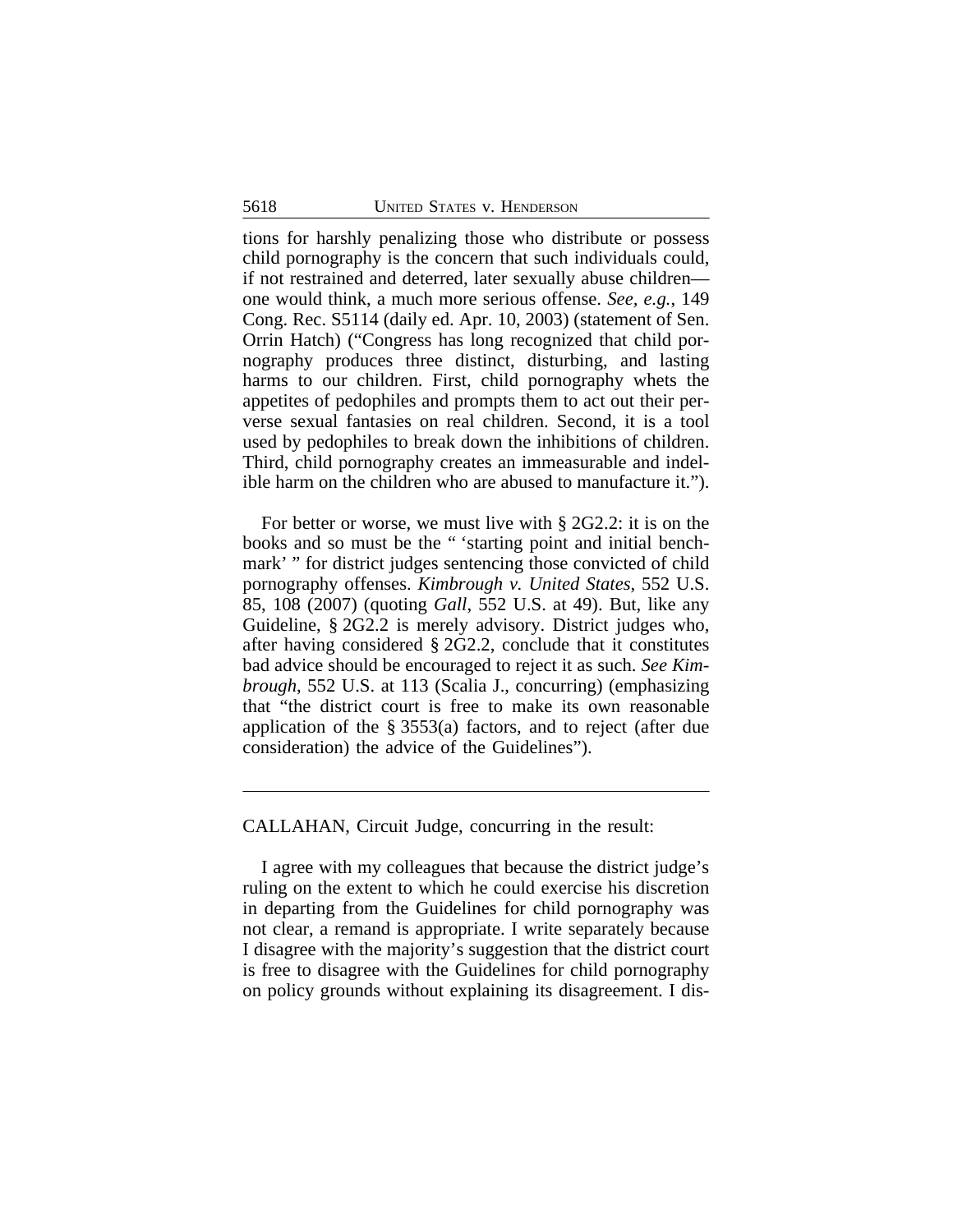tions for harshly penalizing those who distribute or possess child pornography is the concern that such individuals could, if not restrained and deterred, later sexually abuse children—one would think, a much more serious offense. *See, e.g.*, 149 Cong. Rec. S5114 (daily ed. Apr. 10, 2003) (statement of Sen. Orrin Hatch) ("Congress has long recognized that child pornography produces three distinct, disturbing, and lasting harms to our children. First, child pornography whets the appetites of pedophiles and prompts them to act out their perverse sexual fantasies on real children. Second, it is a tool used by pedophiles to break down the inhibitions of children. Third, child pornography creates an immeasurable and indelible harm on the children who are abused to manufacture it.").

For better or worse, we must live with § 2G2.2: it is on the books and so must be the " 'starting point and initial benchmark' " for district judges sentencing those convicted of child pornography offenses. *Kimbrough v. United States*, 552 U.S. 85, 108 (2007) (quoting *Gall*, 552 U.S. at 49). But, like any Guideline, § 2G2.2 is merely advisory. District judges who, after having considered § 2G2.2, conclude that it constitutes bad advice should be encouraged to reject it as such. *See Kimbrough*, 552 U.S. at 113 (Scalia J., concurring) (emphasizing that "the district court is free to make its own reasonable application of the § 3553(a) factors, and to reject (after due consideration) the advice of the Guidelines").

---

CALLAHAN, Circuit Judge, concurring in the result:

I agree with my colleagues that because the district judge's ruling on the extent to which he could exercise his discretion in departing from the Guidelines for child pornography was not clear, a remand is appropriate. I write separately because I disagree with the majority's suggestion that the district court is free to disagree with the Guidelines for child pornography on policy grounds without explaining its disagreement. I dis-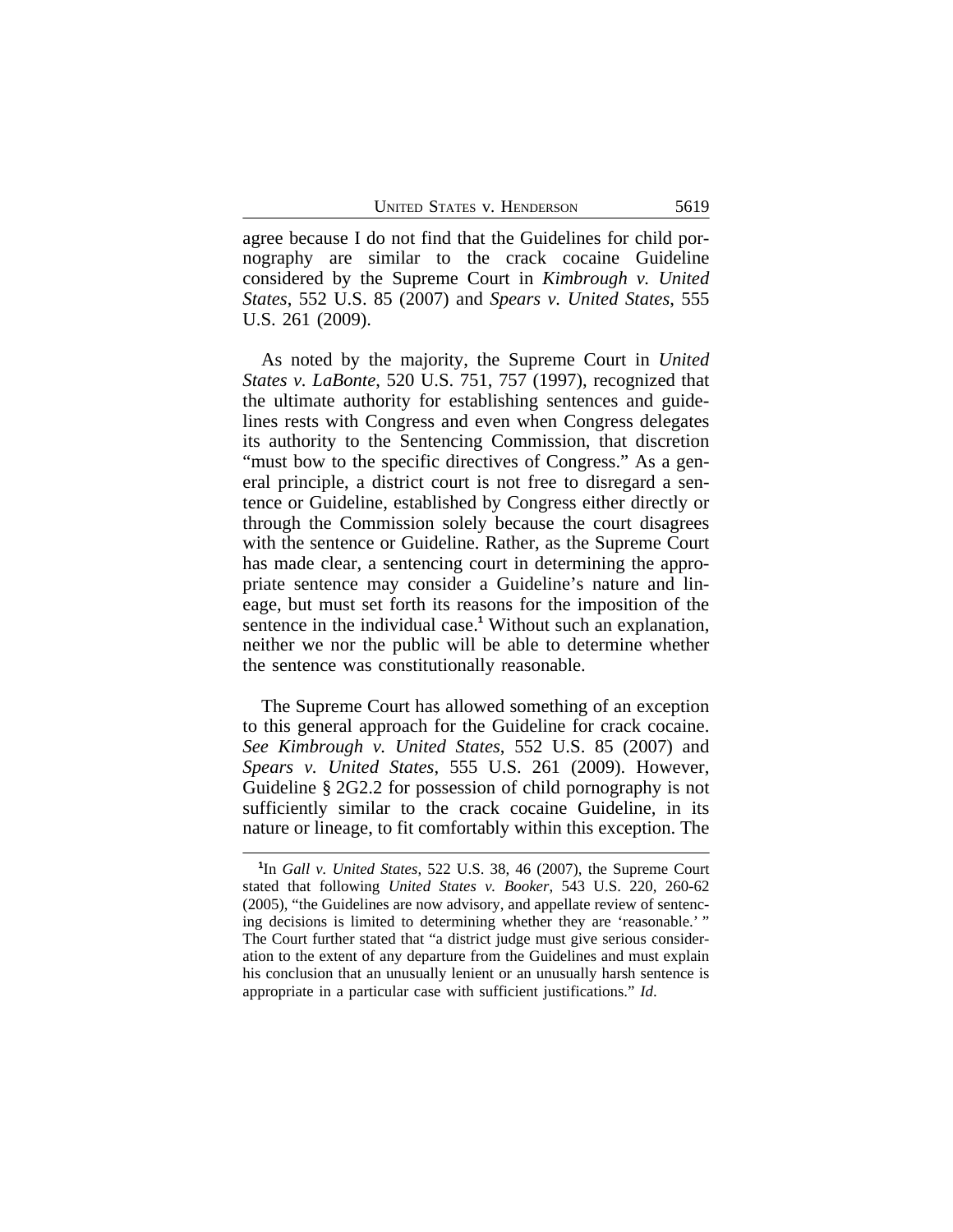agree because I do not find that the Guidelines for child pornography are similar to the crack cocaine Guideline considered by the Supreme Court in *Kimbrough v. United States*, 552 U.S. 85 (2007) and *Spears v. United States*, 555 U.S. 261 (2009).

As noted by the majority, the Supreme Court in *United States v. LaBonte*, 520 U.S. 751, 757 (1997), recognized that the ultimate authority for establishing sentences and guidelines rests with Congress and even when Congress delegates its authority to the Sentencing Commission, that discretion "must bow to the specific directives of Congress." As a general principle, a district court is not free to disregard a sentence or Guideline, established by Congress either directly or through the Commission solely because the court disagrees with the sentence or Guideline. Rather, as the Supreme Court has made clear, a sentencing court in determining the appropriate sentence may consider a Guideline's nature and lineage, but must set forth its reasons for the imposition of the sentence in the individual case.[1] Without such an explanation, neither we nor the public will be able to determine whether the sentence was constitutionally reasonable.

The Supreme Court has allowed something of an exception to this general approach for the Guideline for crack cocaine. *See Kimbrough v. United States*, 552 U.S. 85 (2007) and *Spears v. United States*, 555 U.S. 261 (2009). However, Guideline § 2G2.2 for possession of child pornography is not sufficiently similar to the crack cocaine Guideline, in its nature or lineage, to fit comfortably within this exception. The

[1]In *Gall v. United States*, 522 U.S. 38, 46 (2007), the Supreme Court stated that following *United States v. Booker*, 543 U.S. 220, 260-62 (2005), "the Guidelines are now advisory, and appellate review of sentencing decisions is limited to determining whether they are 'reasonable.' " The Court further stated that "a district judge must give serious consideration to the extent of any departure from the Guidelines and must explain his conclusion that an unusually lenient or an unusually harsh sentence is appropriate in a particular case with sufficient justifications." *Id*.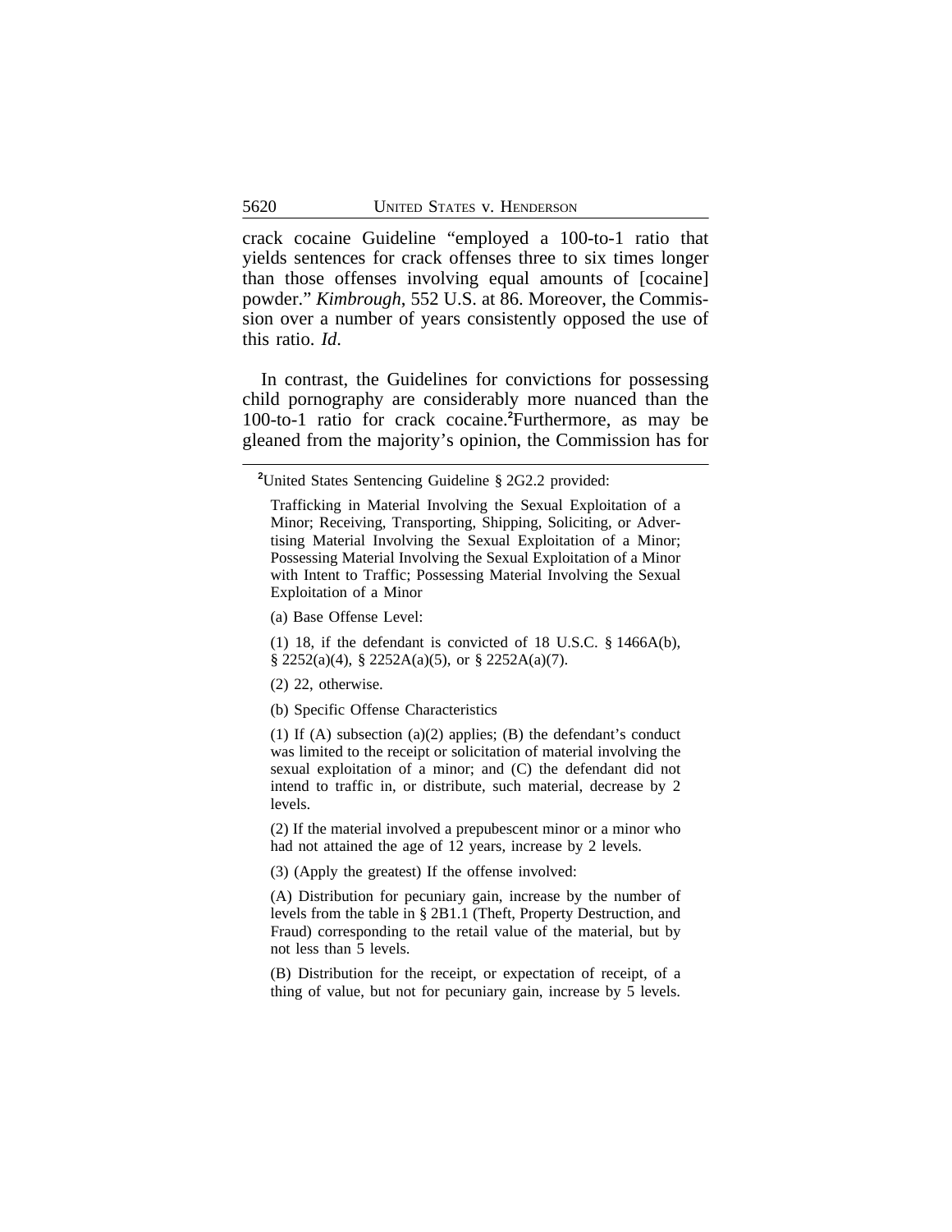crack cocaine Guideline "employed a 100-to-1 ratio that yields sentences for crack offenses three to six times longer than those offenses involving equal amounts of [cocaine] powder." *Kimbrough*, 552 U.S. at 86. Moreover, the Commission over a number of years consistently opposed the use of this ratio. *Id*.

In contrast, the Guidelines for convictions for possessing child pornography are considerably more nuanced than the 100-to-1 ratio for crack cocaine.[2] Furthermore, as may be gleaned from the majority's opinion, the Commission has for

---

[2] United States Sentencing Guideline § 2G2.2 provided:

> Trafficking in Material Involving the Sexual Exploitation of a Minor; Receiving, Transporting, Shipping, Soliciting, or Advertising Material Involving the Sexual Exploitation of a Minor; Possessing Material Involving the Sexual Exploitation of a Minor with Intent to Traffic; Possessing Material Involving the Sexual Exploitation of a Minor
>
> (a) Base Offense Level:
>
> (1) 18, if the defendant is convicted of 18 U.S.C. § 1466A(b), § 2252(a)(4), § 2252A(a)(5), or § 2252A(a)(7).
>
> (2) 22, otherwise.
>
> (b) Specific Offense Characteristics
>
> (1) If (A) subsection (a)(2) applies; (B) the defendant's conduct was limited to the receipt or solicitation of material involving the sexual exploitation of a minor; and (C) the defendant did not intend to traffic in, or distribute, such material, decrease by 2 levels.
>
> (2) If the material involved a prepubescent minor or a minor who had not attained the age of 12 years, increase by 2 levels.
>
> (3) (Apply the greatest) If the offense involved:
>
> (A) Distribution for pecuniary gain, increase by the number of levels from the table in § 2B1.1 (Theft, Property Destruction, and Fraud) corresponding to the retail value of the material, but by not less than 5 levels.
>
> (B) Distribution for the receipt, or expectation of receipt, of a thing of value, but not for pecuniary gain, increase by 5 levels.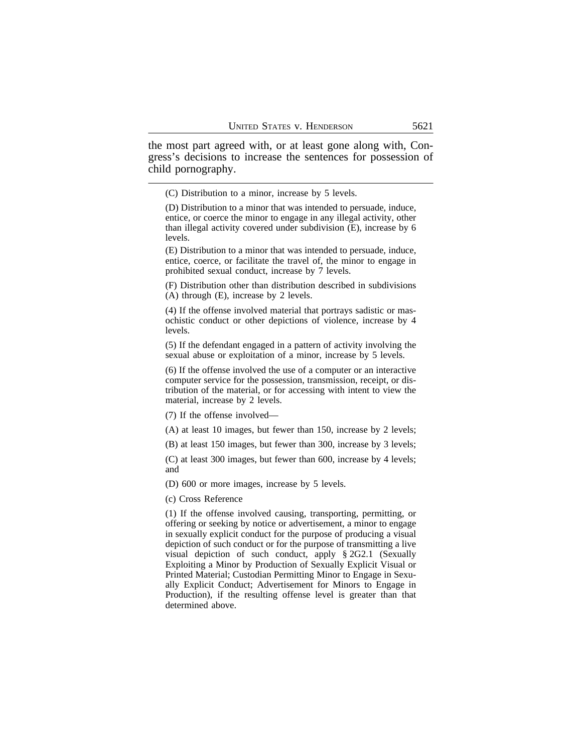the most part agreed with, or at least gone along with, Congress's decisions to increase the sentences for possession of child pornography.

---

(C) Distribution to a minor, increase by 5 levels.

(D) Distribution to a minor that was intended to persuade, induce, entice, or coerce the minor to engage in any illegal activity, other than illegal activity covered under subdivision (E), increase by 6 levels.

(E) Distribution to a minor that was intended to persuade, induce, entice, coerce, or facilitate the travel of, the minor to engage in prohibited sexual conduct, increase by 7 levels.

(F) Distribution other than distribution described in subdivisions (A) through (E), increase by 2 levels.

(4) If the offense involved material that portrays sadistic or masochistic conduct or other depictions of violence, increase by 4 levels.

(5) If the defendant engaged in a pattern of activity involving the sexual abuse or exploitation of a minor, increase by 5 levels.

(6) If the offense involved the use of a computer or an interactive computer service for the possession, transmission, receipt, or distribution of the material, or for accessing with intent to view the material, increase by 2 levels.

(7) If the offense involved—

(A) at least 10 images, but fewer than 150, increase by 2 levels;

(B) at least 150 images, but fewer than 300, increase by 3 levels;

(C) at least 300 images, but fewer than 600, increase by 4 levels; and

(D) 600 or more images, increase by 5 levels.

(c) Cross Reference

(1) If the offense involved causing, transporting, permitting, or offering or seeking by notice or advertisement, a minor to engage in sexually explicit conduct for the purpose of producing a visual depiction of such conduct or for the purpose of transmitting a live visual depiction of such conduct, apply § 2G2.1 (Sexually Exploiting a Minor by Production of Sexually Explicit Visual or Printed Material; Custodian Permitting Minor to Engage in Sexually Explicit Conduct; Advertisement for Minors to Engage in Production), if the resulting offense level is greater than that determined above.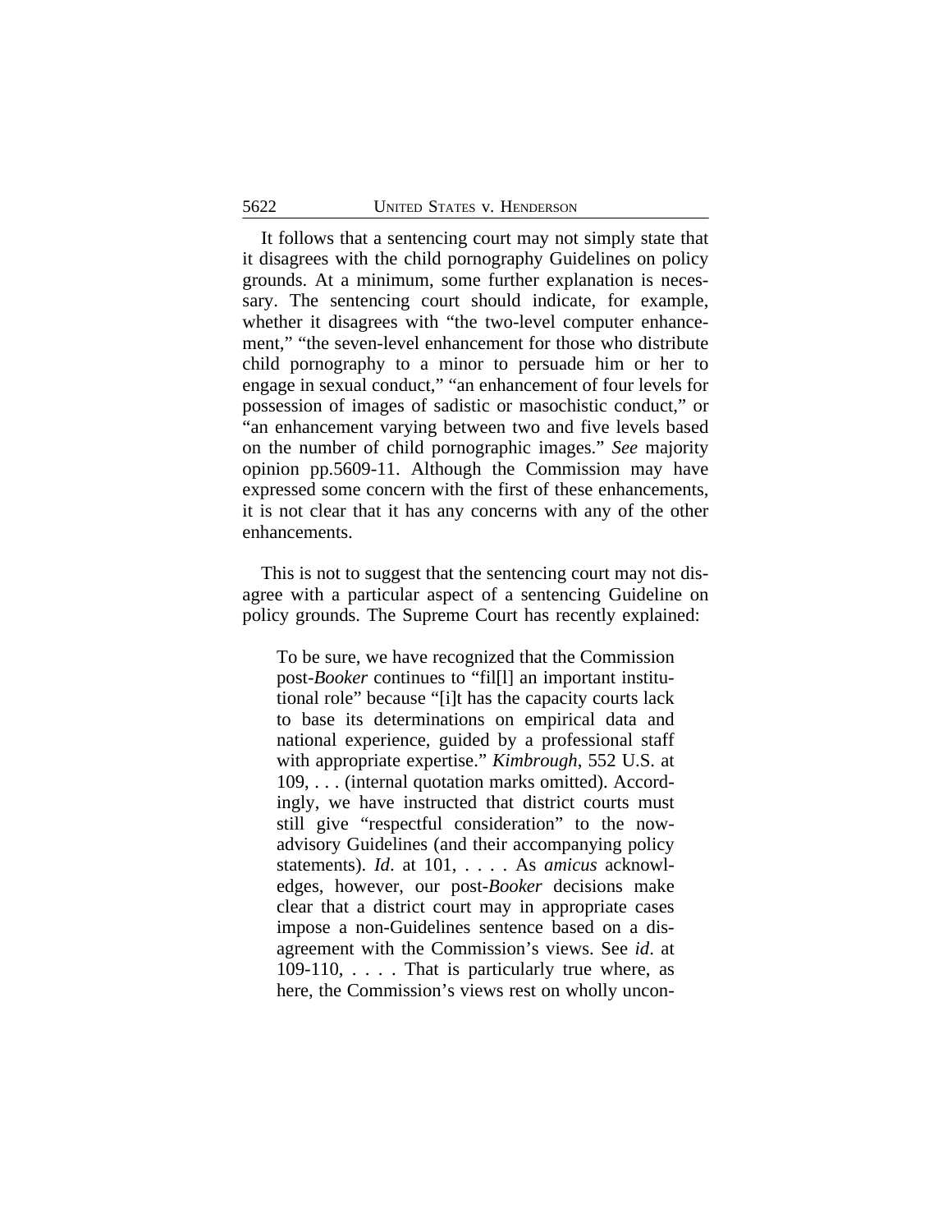It follows that a sentencing court may not simply state that it disagrees with the child pornography Guidelines on policy grounds. At a minimum, some further explanation is necessary. The sentencing court should indicate, for example, whether it disagrees with "the two-level computer enhancement," "the seven-level enhancement for those who distribute child pornography to a minor to persuade him or her to engage in sexual conduct," "an enhancement of four levels for possession of images of sadistic or masochistic conduct," or "an enhancement varying between two and five levels based on the number of child pornographic images." *See* majority opinion pp.5609-11. Although the Commission may have expressed some concern with the first of these enhancements, it is not clear that it has any concerns with any of the other enhancements.

This is not to suggest that the sentencing court may not disagree with a particular aspect of a sentencing Guideline on policy grounds. The Supreme Court has recently explained:

> To be sure, we have recognized that the Commission post-*Booker* continues to "fil[l] an important institutional role" because "[i]t has the capacity courts lack to base its determinations on empirical data and national experience, guided by a professional staff with appropriate expertise." *Kimbrough*, 552 U.S. at 109, . . . (internal quotation marks omitted). Accordingly, we have instructed that district courts must still give "respectful consideration" to the now-advisory Guidelines (and their accompanying policy statements). *Id*. at 101, . . . . As *amicus* acknowledges, however, our post-*Booker* decisions make clear that a district court may in appropriate cases impose a non-Guidelines sentence based on a disagreement with the Commission's views. See *id*. at 109-110, . . . . That is particularly true where, as here, the Commission's views rest on wholly uncon-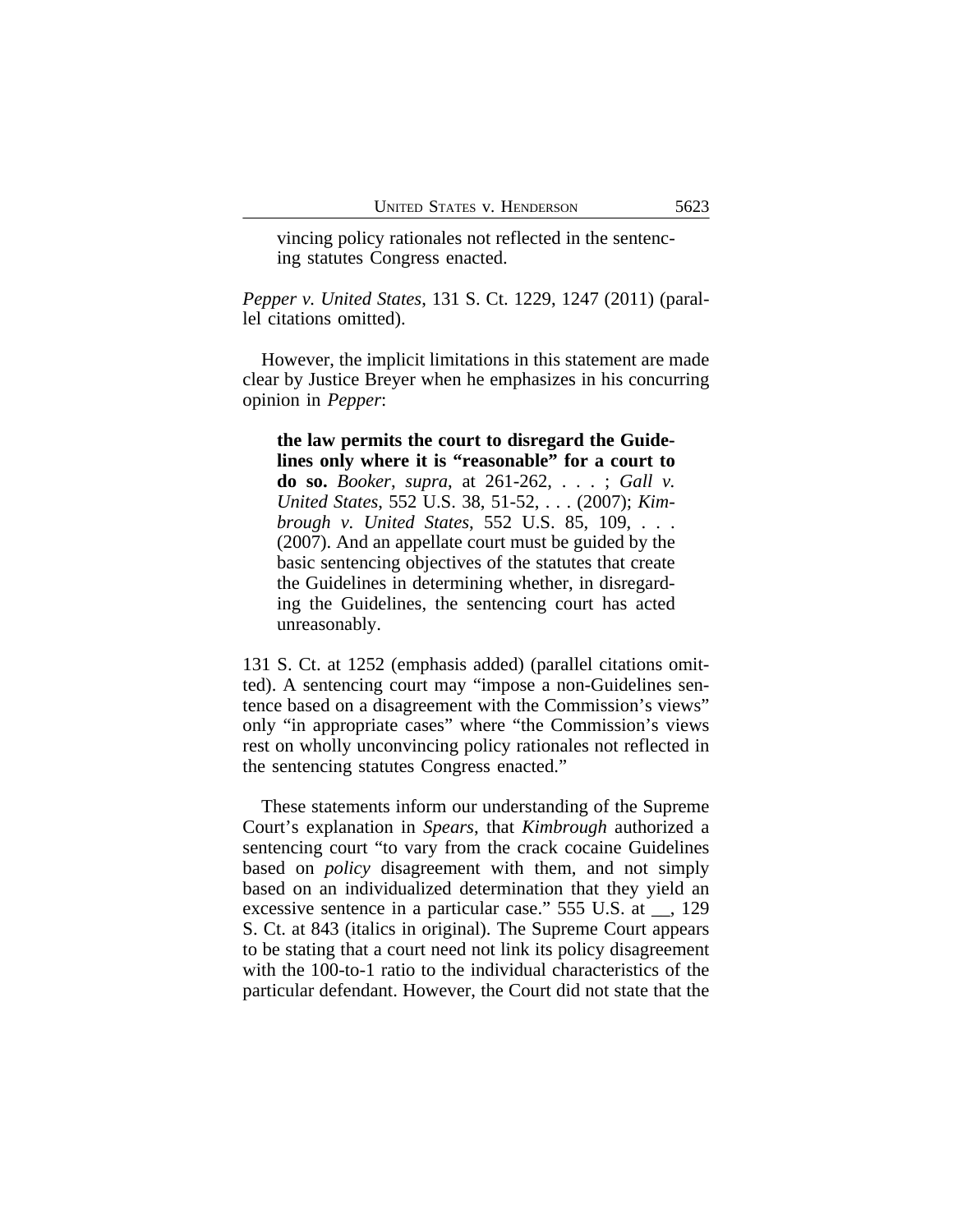> vincing policy rationales not reflected in the sentencing statutes Congress enacted.

*Pepper v. United States*, 131 S. Ct. 1229, 1247 (2011) (parallel citations omitted).

However, the implicit limitations in this statement are made clear by Justice Breyer when he emphasizes in his concurring opinion in *Pepper*:

> **the law permits the court to disregard the Guidelines only where it is "reasonable" for a court to do so.** *Booker*, *supra*, at 261-262, . . . ; *Gall v. United States*, 552 U.S. 38, 51-52, . . . (2007); *Kimbrough v. United States*, 552 U.S. 85, 109, . . . (2007). And an appellate court must be guided by the basic sentencing objectives of the statutes that create the Guidelines in determining whether, in disregarding the Guidelines, the sentencing court has acted unreasonably.

131 S. Ct. at 1252 (emphasis added) (parallel citations omitted). A sentencing court may "impose a non-Guidelines sentence based on a disagreement with the Commission's views" only "in appropriate cases" where "the Commission's views rest on wholly unconvincing policy rationales not reflected in the sentencing statutes Congress enacted."

These statements inform our understanding of the Supreme Court's explanation in *Spears*, that *Kimbrough* authorized a sentencing court "to vary from the crack cocaine Guidelines based on *policy* disagreement with them, and not simply based on an individualized determination that they yield an excessive sentence in a particular case." 555 U.S. at __, 129 S. Ct. at 843 (italics in original). The Supreme Court appears to be stating that a court need not link its policy disagreement with the 100-to-1 ratio to the individual characteristics of the particular defendant. However, the Court did not state that the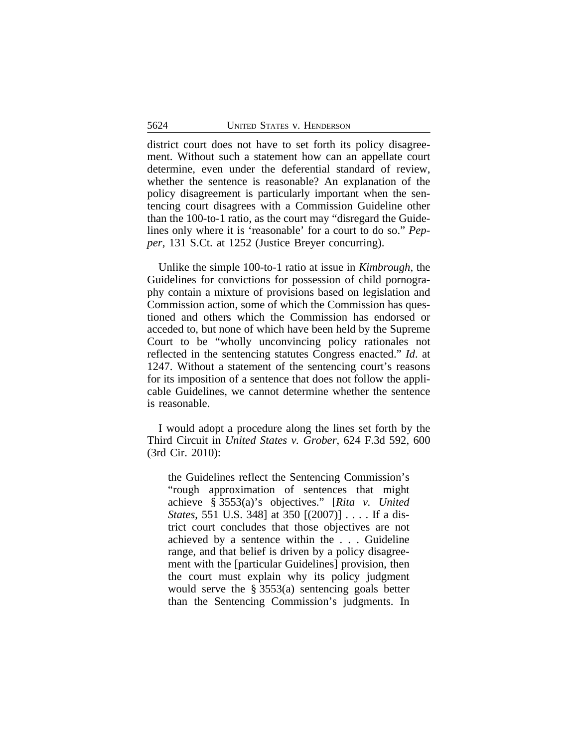district court does not have to set forth its policy disagreement. Without such a statement how can an appellate court determine, even under the deferential standard of review, whether the sentence is reasonable? An explanation of the policy disagreement is particularly important when the sentencing court disagrees with a Commission Guideline other than the 100-to-1 ratio, as the court may "disregard the Guidelines only where it is 'reasonable' for a court to do so." *Pepper*, 131 S.Ct. at 1252 (Justice Breyer concurring).

Unlike the simple 100-to-1 ratio at issue in *Kimbrough*, the Guidelines for convictions for possession of child pornography contain a mixture of provisions based on legislation and Commission action, some of which the Commission has questioned and others which the Commission has endorsed or acceded to, but none of which have been held by the Supreme Court to be "wholly unconvincing policy rationales not reflected in the sentencing statutes Congress enacted." *Id*. at 1247. Without a statement of the sentencing court's reasons for its imposition of a sentence that does not follow the applicable Guidelines, we cannot determine whether the sentence is reasonable.

I would adopt a procedure along the lines set forth by the Third Circuit in *United States v. Grober*, 624 F.3d 592, 600 (3rd Cir. 2010):

> the Guidelines reflect the Sentencing Commission's "rough approximation of sentences that might achieve § 3553(a)'s objectives." [*Rita v. United States*, 551 U.S. 348] at 350 [(2007)] . . . . If a district court concludes that those objectives are not achieved by a sentence within the . . . Guideline range, and that belief is driven by a policy disagreement with the [particular Guidelines] provision, then the court must explain why its policy judgment would serve the § 3553(a) sentencing goals better than the Sentencing Commission's judgments. In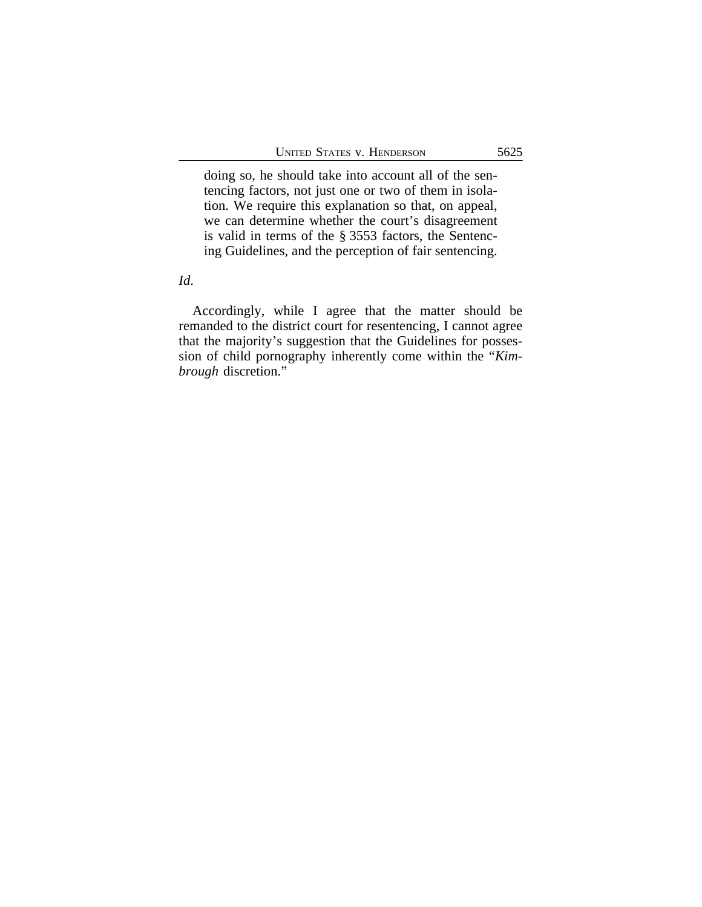> doing so, he should take into account all of the sentencing factors, not just one or two of them in isolation. We require this explanation so that, on appeal, we can determine whether the court's disagreement is valid in terms of the § 3553 factors, the Sentencing Guidelines, and the perception of fair sentencing.

*Id.*

Accordingly, while I agree that the matter should be remanded to the district court for resentencing, I cannot agree that the majority's suggestion that the Guidelines for possession of child pornography inherently come within the "*Kimbrough* discretion."